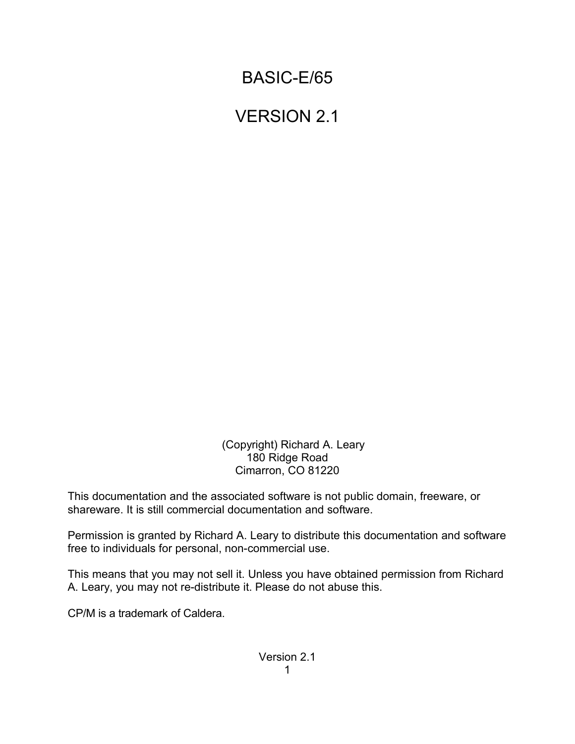# BASIC-E/65

# VERSION 2.1

(Copyright) Richard A. Leary
180 Ridge Road
Cimarron, CO 81220

This documentation and the associated software is not public domain, freeware, or shareware. It is still commercial documentation and software.

Permission is granted by Richard A. Leary to distribute this documentation and software free to individuals for personal, non-commercial use.

This means that you may not sell it. Unless you have obtained permission from Richard A. Leary, you may not re-distribute it. Please do not abuse this.

CP/M is a trademark of Caldera.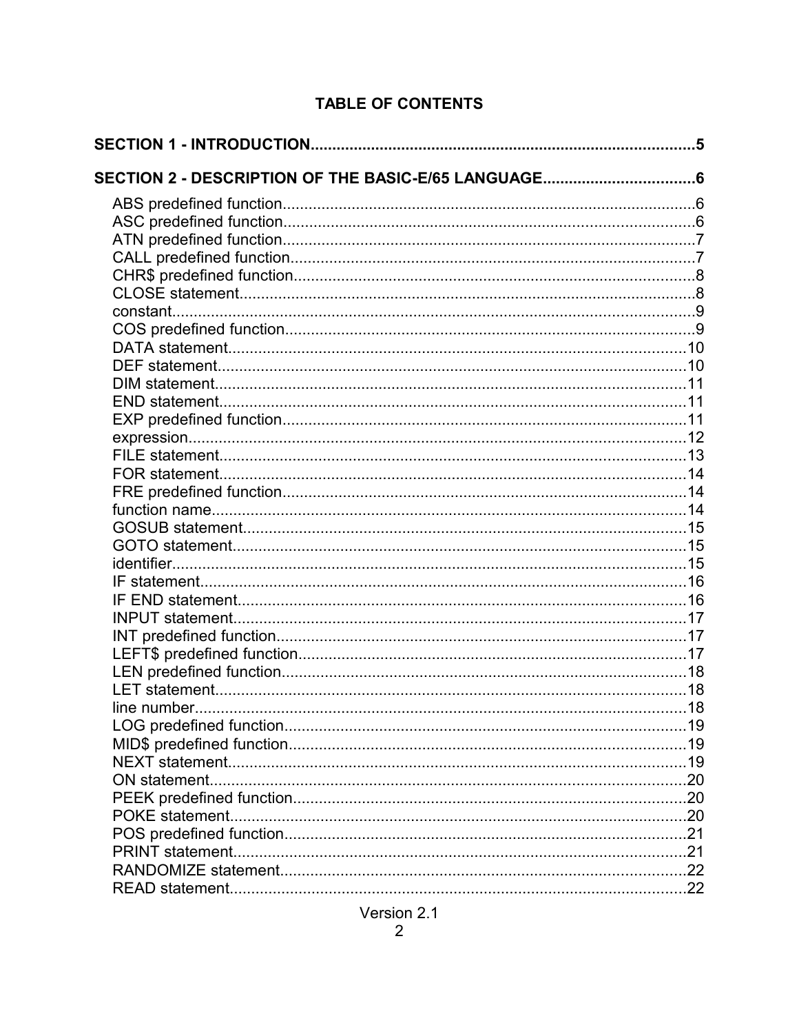# TABLE OF CONTENTS

**SECTION 1 - INTRODUCTION........................................................................................5**

**SECTION 2 - DESCRIPTION OF THE BASIC-E/65 LANGUAGE...................................6**

ABS predefined function...............................................................................................6
ASC predefined function...............................................................................................6
ATN predefined function...............................................................................................7
CALL predefined function.............................................................................................7
CHR$ predefined function.............................................................................................8
CLOSE statement.........................................................................................................8
constant.........................................................................................................................9
COS predefined function...............................................................................................9
DATA statement..........................................................................................................10
DEF statement............................................................................................................10
DIM statement.............................................................................................................11
END statement............................................................................................................11
EXP predefined function.............................................................................................11
expression...................................................................................................................12
FILE statement............................................................................................................13
FOR statement............................................................................................................14
FRE predefined function.............................................................................................14
function name.............................................................................................................14
GOSUB statement......................................................................................................15
GOTO statement.........................................................................................................15
identifier.......................................................................................................................15
IF statement.................................................................................................................16
IF END statement........................................................................................................16
INPUT statement.........................................................................................................17
INT predefined function...............................................................................................17
LEFT$ predefined function..........................................................................................17
LEN predefined function..............................................................................................18
LET statement.............................................................................................................18
line number..................................................................................................................18
LOG predefined function.............................................................................................19
MID$ predefined function............................................................................................19
NEXT statement..........................................................................................................19
ON statement...............................................................................................................20
PEEK predefined function...........................................................................................20
POKE statement..........................................................................................................20
POS predefined function.............................................................................................21
PRINT statement.........................................................................................................21
RANDOMIZE statement..............................................................................................22
READ statement.........................................................................................................22

Version 2.1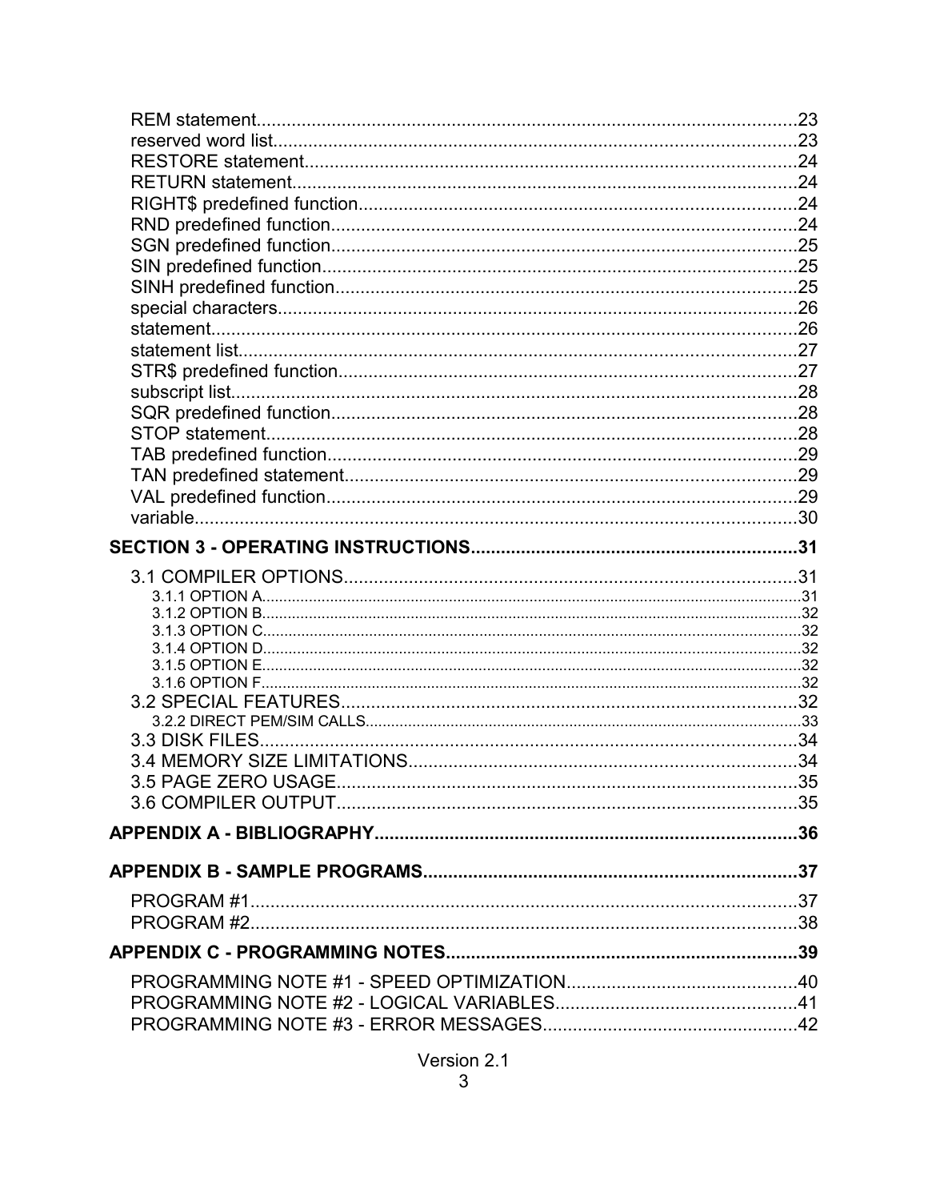REM statement....................................................................................................23
reserved word list...............................................................................................23
RESTORE statement...........................................................................................24
RETURN statement..............................................................................................24
RIGHT$ predefined function.................................................................................24
RND predefined function......................................................................................24
SGN predefined function......................................................................................25
SIN predefined function........................................................................................25
SINH predefined function.....................................................................................25
special characters................................................................................................26
statement.............................................................................................................26
statement list.......................................................................................................27
STR$ predefined function....................................................................................27
subscript list........................................................................................................28
SQR predefined function......................................................................................28
STOP statement...................................................................................................28
TAB predefined function.......................................................................................29
TAN predefined statement....................................................................................29
VAL predefined function.......................................................................................29
variable................................................................................................................30

**SECTION 3 - OPERATING INSTRUCTIONS..........................................................31**

3.1 COMPILER OPTIONS.....................................................................................31
3.1.1 OPTION A.......................................................................................................31
3.1.2 OPTION B.......................................................................................................32
3.1.3 OPTION C.......................................................................................................32
3.1.4 OPTION D.......................................................................................................32
3.1.5 OPTION E.......................................................................................................32
3.1.6 OPTION F.......................................................................................................32
3.2 SPECIAL FEATURES......................................................................................32
3.2.2 DIRECT PEM/SIM CALLS................................................................................33
3.3 DISK FILES.....................................................................................................34
3.4 MEMORY SIZE LIMITATIONS.........................................................................34
3.5 PAGE ZERO USAGE.......................................................................................35
3.6 COMPILER OUTPUT.......................................................................................35

**APPENDIX A - BIBLIOGRAPHY..............................................................................36**

**APPENDIX B - SAMPLE PROGRAMS.....................................................................37**

PROGRAM #1........................................................................................................37
PROGRAM #2........................................................................................................38

**APPENDIX C - PROGRAMMING NOTES................................................................39**

PROGRAMMING NOTE #1 - SPEED OPTIMIZATION..............................................40
PROGRAMMING NOTE #2 - LOGICAL VARIABLES................................................41
PROGRAMMING NOTE #3 - ERROR MESSAGES...................................................42

Version 2.1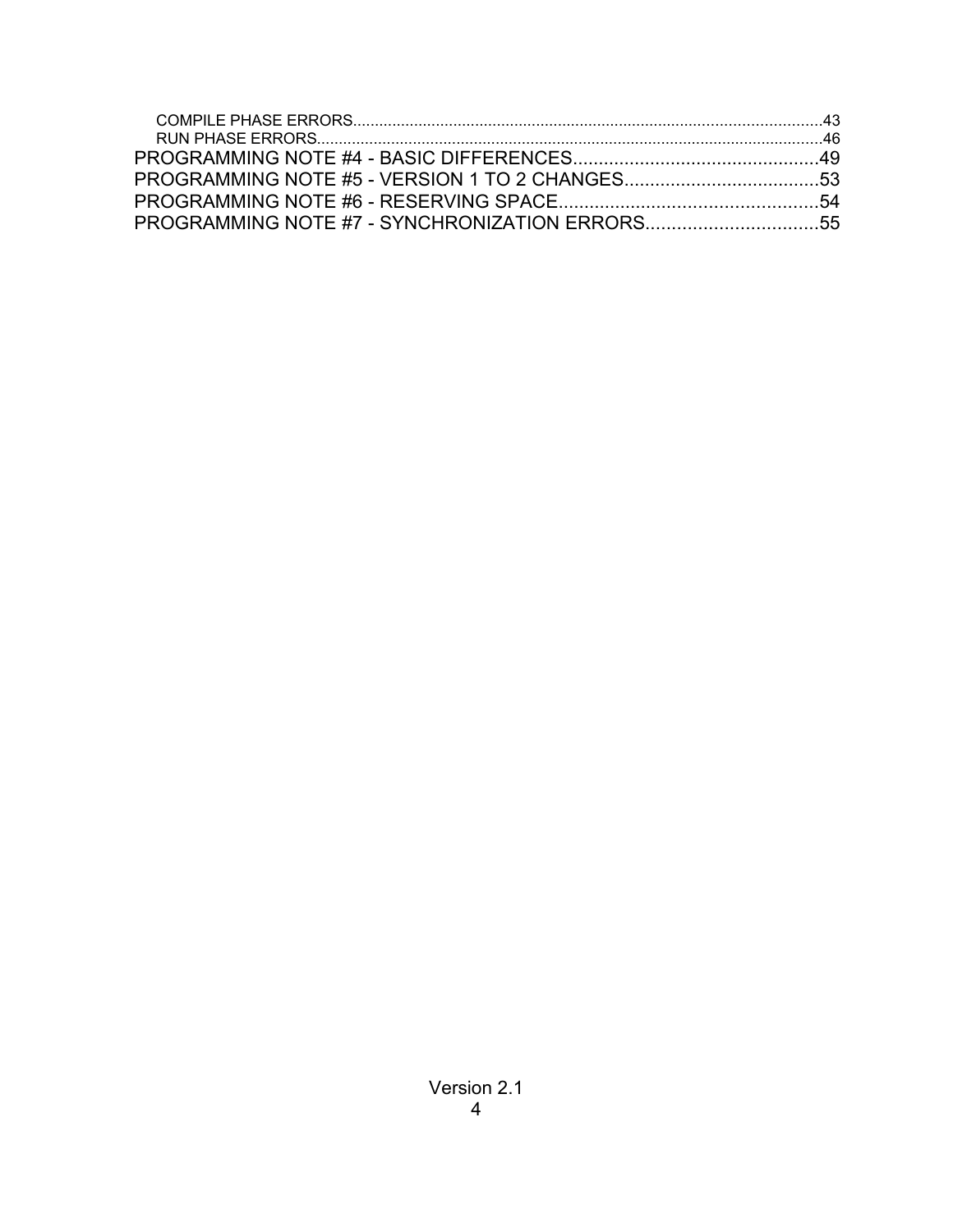COMPILE PHASE ERRORS....................................................................................................................43
RUN PHASE ERRORS.........................................................................................................................46
PROGRAMMING NOTE #4 - BASIC DIFFERENCES................................................49
PROGRAMMING NOTE #5 - VERSION 1 TO 2 CHANGES......................................53
PROGRAMMING NOTE #6 - RESERVING SPACE..................................................54
PROGRAMMING NOTE #7 - SYNCHRONIZATION ERRORS.................................55

Version 2.1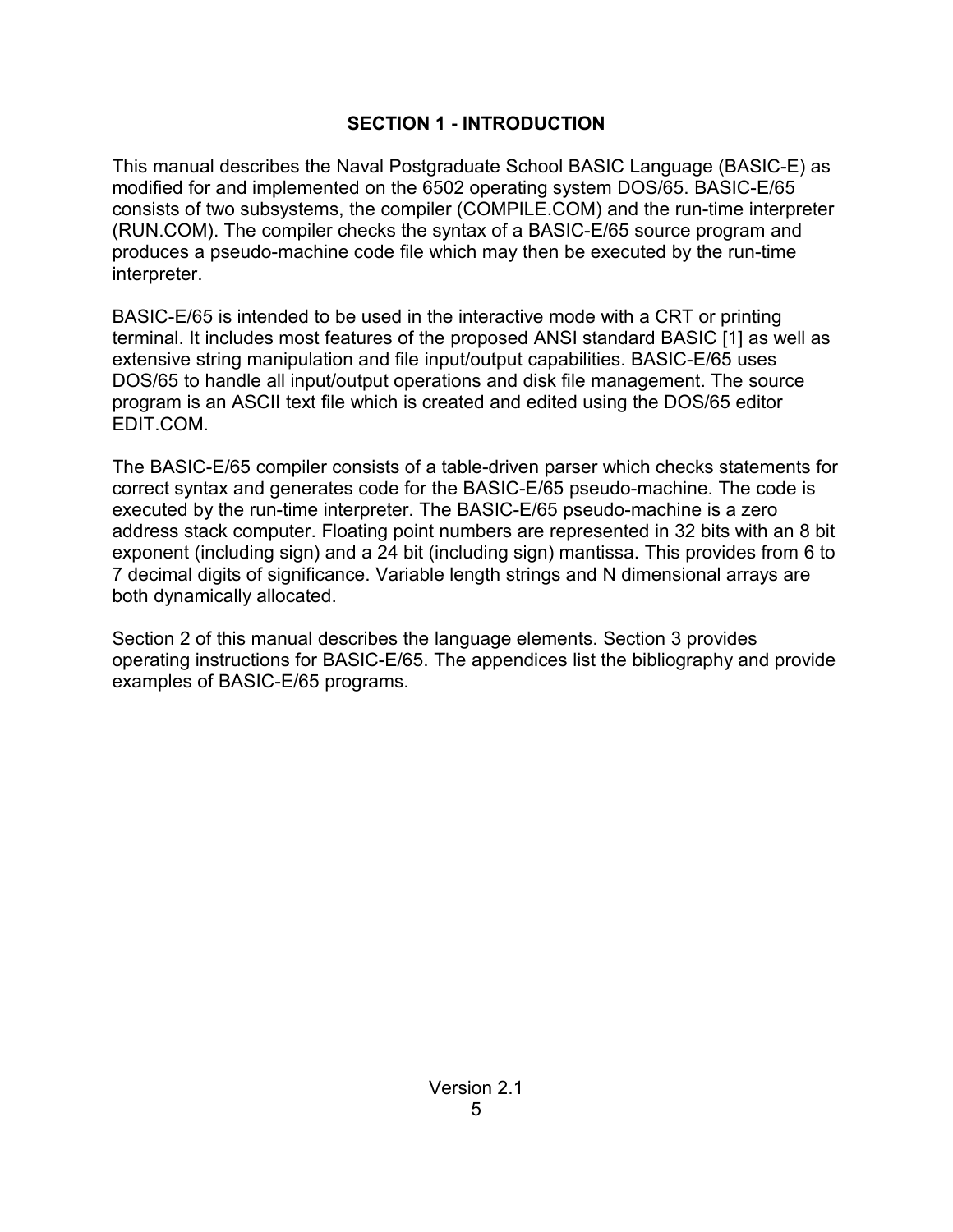# SECTION 1 - INTRODUCTION

This manual describes the Naval Postgraduate School BASIC Language (BASIC-E) as modified for and implemented on the 6502 operating system DOS/65. BASIC-E/65 consists of two subsystems, the compiler (COMPILE.COM) and the run-time interpreter (RUN.COM). The compiler checks the syntax of a BASIC-E/65 source program and produces a pseudo-machine code file which may then be executed by the run-time interpreter.

BASIC-E/65 is intended to be used in the interactive mode with a CRT or printing terminal. It includes most features of the proposed ANSI standard BASIC [1] as well as extensive string manipulation and file input/output capabilities. BASIC-E/65 uses DOS/65 to handle all input/output operations and disk file management. The source program is an ASCII text file which is created and edited using the DOS/65 editor EDIT.COM.

The BASIC-E/65 compiler consists of a table-driven parser which checks statements for correct syntax and generates code for the BASIC-E/65 pseudo-machine. The code is executed by the run-time interpreter. The BASIC-E/65 pseudo-machine is a zero address stack computer. Floating point numbers are represented in 32 bits with an 8 bit exponent (including sign) and a 24 bit (including sign) mantissa. This provides from 6 to 7 decimal digits of significance. Variable length strings and N dimensional arrays are both dynamically allocated.

Section 2 of this manual describes the language elements. Section 3 provides operating instructions for BASIC-E/65. The appendices list the bibliography and provide examples of BASIC-E/65 programs.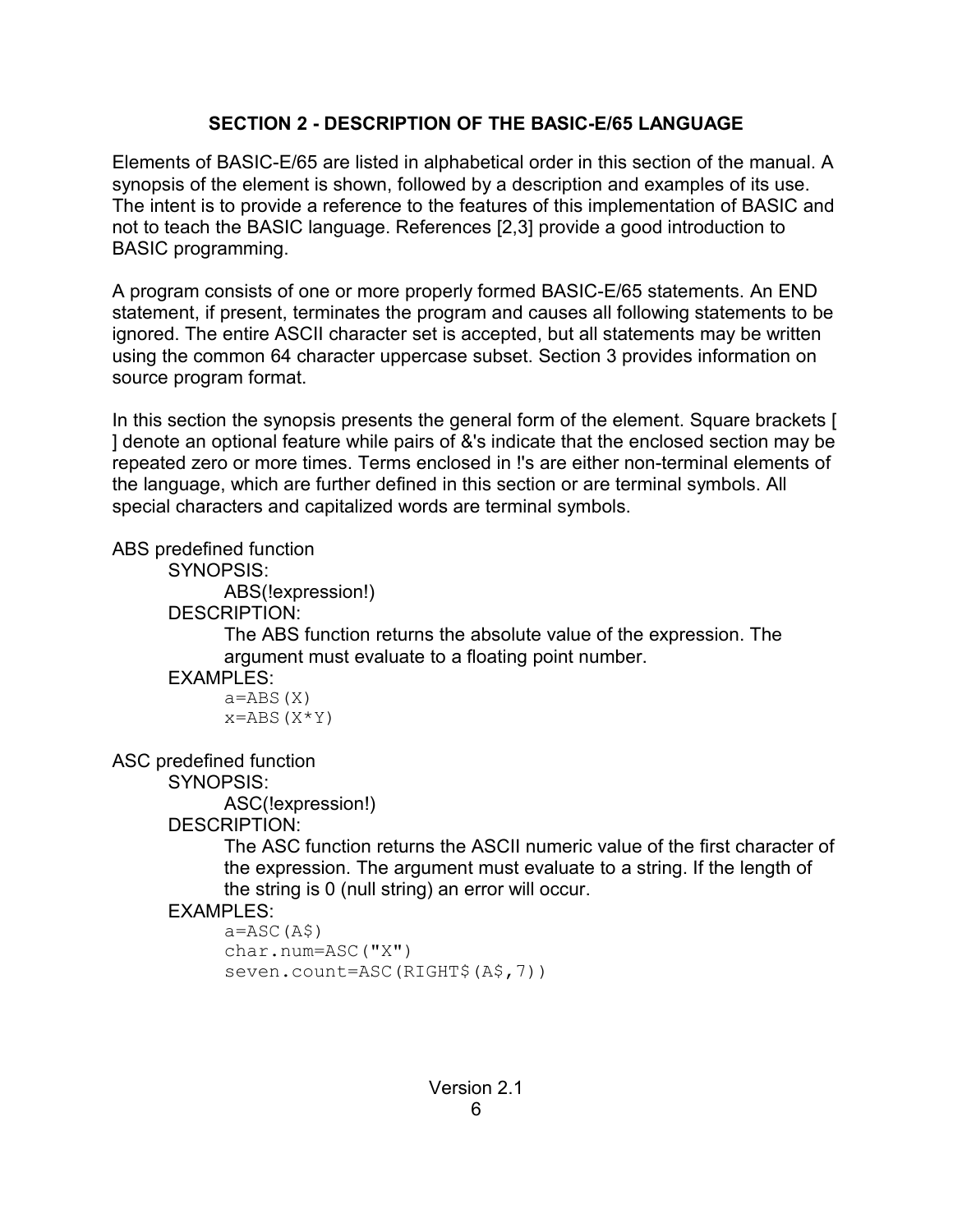## SECTION 2 - DESCRIPTION OF THE BASIC-E/65 LANGUAGE

Elements of BASIC-E/65 are listed in alphabetical order in this section of the manual. A synopsis of the element is shown, followed by a description and examples of its use. The intent is to provide a reference to the features of this implementation of BASIC and not to teach the BASIC language. References [2,3] provide a good introduction to BASIC programming.

A program consists of one or more properly formed BASIC-E/65 statements. An END statement, if present, terminates the program and causes all following statements to be ignored. The entire ASCII character set is accepted, but all statements may be written using the common 64 character uppercase subset. Section 3 provides information on source program format.

In this section the synopsis presents the general form of the element. Square brackets [ ] denote an optional feature while pairs of &'s indicate that the enclosed section may be repeated zero or more times. Terms enclosed in !'s are either non-terminal elements of the language, which are further defined in this section or are terminal symbols. All special characters and capitalized words are terminal symbols.

ABS predefined function

SYNOPSIS:

ABS(!expression!)

DESCRIPTION:

The ABS function returns the absolute value of the expression. The argument must evaluate to a floating point number.

EXAMPLES:

```
a=ABS(X)
x=ABS(X*Y)
```

ASC predefined function

SYNOPSIS:

ASC(!expression!)

DESCRIPTION:

The ASC function returns the ASCII numeric value of the first character of the expression. The argument must evaluate to a string. If the length of the string is 0 (null string) an error will occur.

EXAMPLES:

```
a=ASC(A$)
char.num=ASC("X")
seven.count=ASC(RIGHT$(A$,7))
```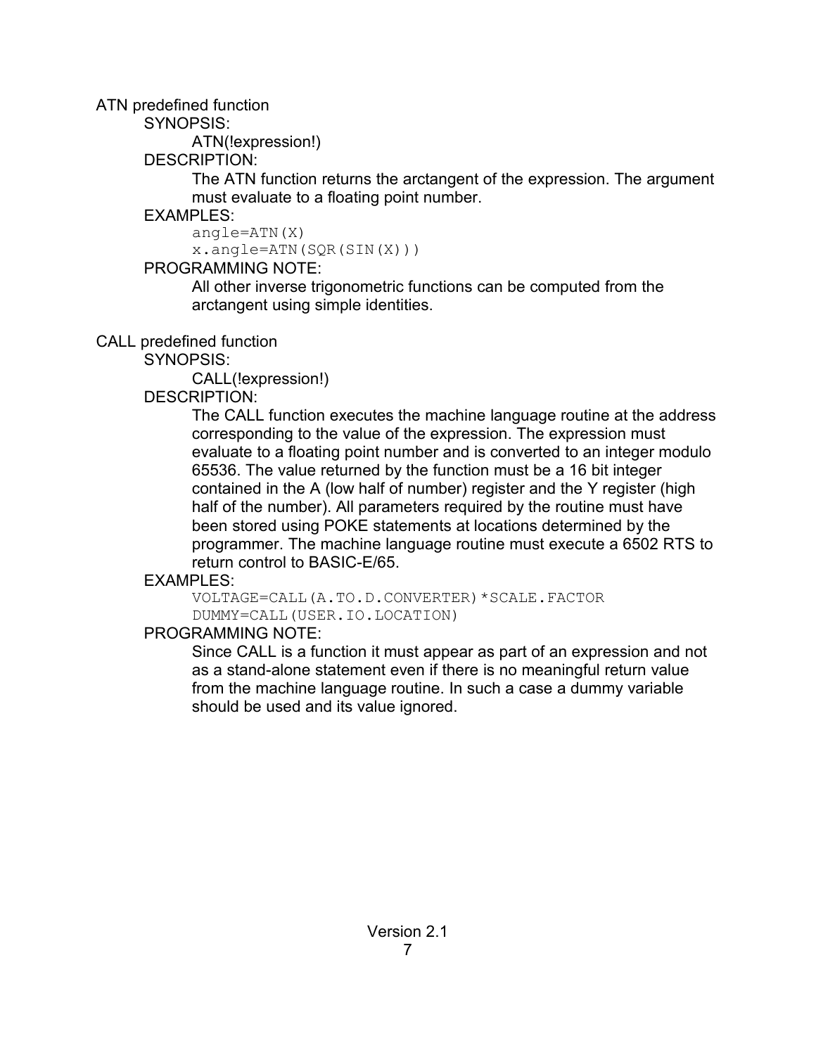## ATN predefined function

SYNOPSIS:

ATN(!expression!)

DESCRIPTION:

The ATN function returns the arctangent of the expression. The argument must evaluate to a floating point number.

EXAMPLES:

```
angle=ATN(X)
x.angle=ATN(SQR(SIN(X)))
```

PROGRAMMING NOTE:

All other inverse trigonometric functions can be computed from the arctangent using simple identities.

## CALL predefined function

SYNOPSIS:

CALL(!expression!)

DESCRIPTION:

The CALL function executes the machine language routine at the address corresponding to the value of the expression. The expression must evaluate to a floating point number and is converted to an integer modulo 65536. The value returned by the function must be a 16 bit integer contained in the A (low half of number) register and the Y register (high half of the number). All parameters required by the routine must have been stored using POKE statements at locations determined by the programmer. The machine language routine must execute a 6502 RTS to return control to BASIC-E/65.

EXAMPLES:

```
VOLTAGE=CALL(A.TO.D.CONVERTER)*SCALE.FACTOR
DUMMY=CALL(USER.IO.LOCATION)
```

PROGRAMMING NOTE:

Since CALL is a function it must appear as part of an expression and not as a stand-alone statement even if there is no meaningful return value from the machine language routine. In such a case a dummy variable should be used and its value ignored.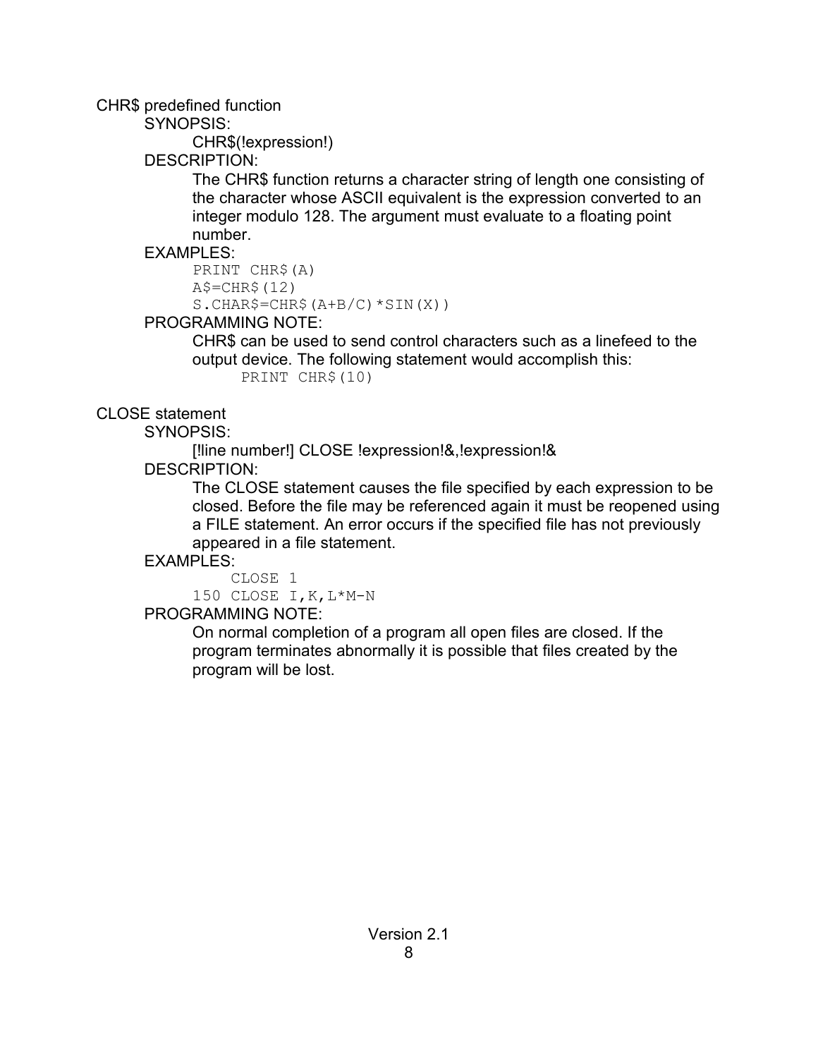## CHR$ predefined function

SYNOPSIS:

CHR$(!expression!)

DESCRIPTION:

The CHR$ function returns a character string of length one consisting of the character whose ASCII equivalent is the expression converted to an integer modulo 128. The argument must evaluate to a floating point number.

EXAMPLES:

```
PRINT CHR$(A)
A$=CHR$(12)
S.CHAR$=CHR$(A+B/C)*SIN(X))
```

PROGRAMMING NOTE:

CHR$ can be used to send control characters such as a linefeed to the output device. The following statement would accomplish this:

```
PRINT CHR$(10)
```

## CLOSE statement

SYNOPSIS:

[!line number!] CLOSE !expression!&,!expression!&

DESCRIPTION:

The CLOSE statement causes the file specified by each expression to be closed. Before the file may be referenced again it must be reopened using a FILE statement. An error occurs if the specified file has not previously appeared in a file statement.

EXAMPLES:

```
    CLOSE 1
150 CLOSE I,K,L*M-N
```

PROGRAMMING NOTE:

On normal completion of a program all open files are closed. If the program terminates abnormally it is possible that files created by the program will be lost.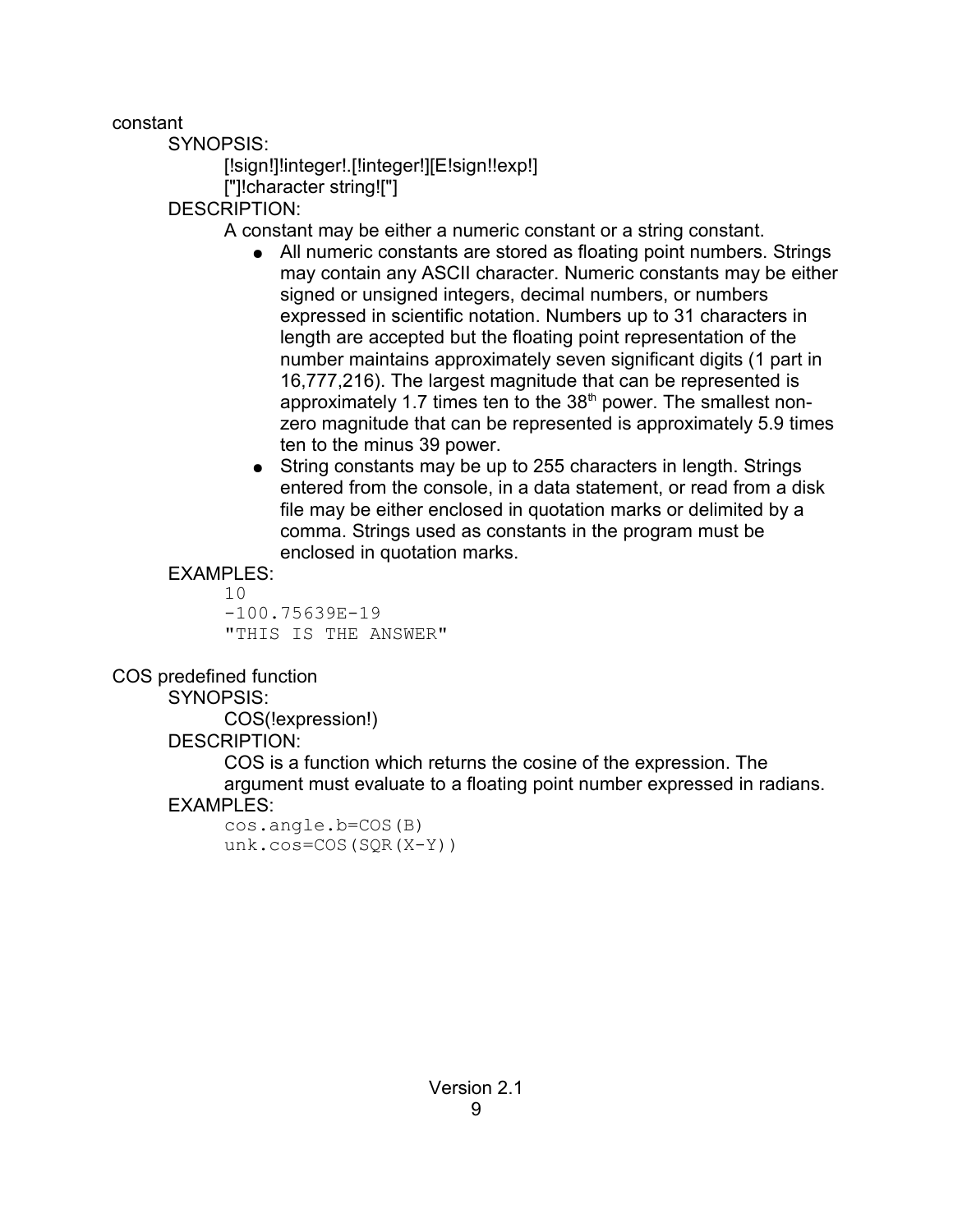constant

SYNOPSIS:

[!sign!]!integer!.[!integer!][E!sign!!exp!]
["]!character string!["]

DESCRIPTION:

A constant may be either a numeric constant or a string constant.

- All numeric constants are stored as floating point numbers. Strings may contain any ASCII character. Numeric constants may be either signed or unsigned integers, decimal numbers, or numbers expressed in scientific notation. Numbers up to 31 characters in length are accepted but the floating point representation of the number maintains approximately seven significant digits (1 part in 16,777,216). The largest magnitude that can be represented is approximately 1.7 times ten to the $38^{th}$ power. The smallest non-zero magnitude that can be represented is approximately 5.9 times ten to the minus 39 power.
- String constants may be up to 255 characters in length. Strings entered from the console, in a data statement, or read from a disk file may be either enclosed in quotation marks or delimited by a comma. Strings used as constants in the program must be enclosed in quotation marks.

EXAMPLES:

```
10
-100.75639E-19
"THIS IS THE ANSWER"
```

COS predefined function

SYNOPSIS:

COS(!expression!)

DESCRIPTION:

COS is a function which returns the cosine of the expression. The argument must evaluate to a floating point number expressed in radians.

EXAMPLES:

```
cos.angle.b=COS(B)
unk.cos=COS(SQR(X-Y))
```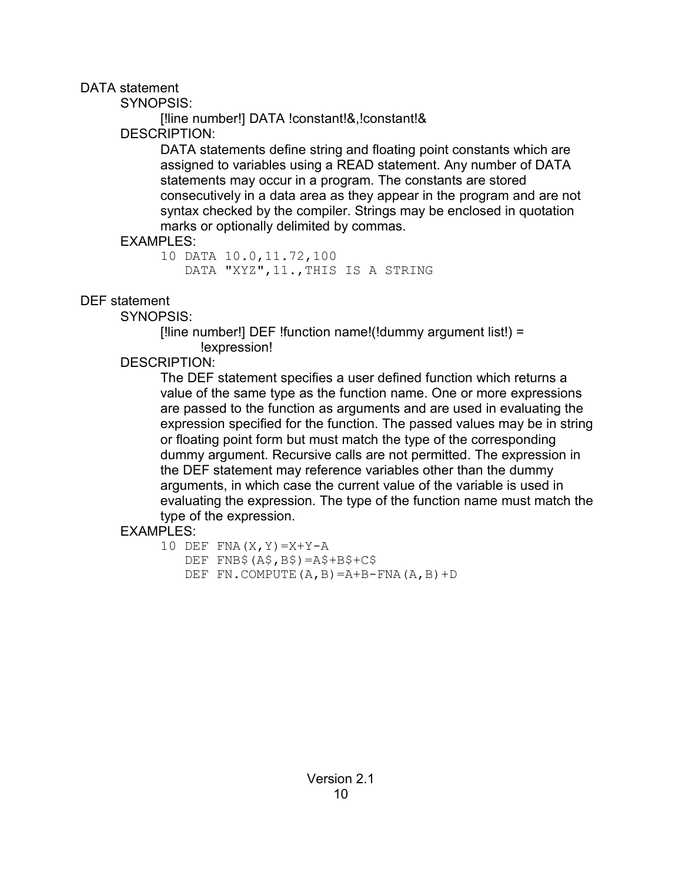DATA statement

SYNOPSIS:

[!line number!] DATA !constant!&,!constant!&

DESCRIPTION:

DATA statements define string and floating point constants which are assigned to variables using a READ statement. Any number of DATA statements may occur in a program. The constants are stored consecutively in a data area as they appear in the program and are not syntax checked by the compiler. Strings may be enclosed in quotation marks or optionally delimited by commas.

EXAMPLES:

```
10 DATA 10.0,11.72,100
   DATA "XYZ",11.,THIS IS A STRING
```

DEF statement

SYNOPSIS:

[!line number!] DEF !function name!(!dummy argument list!) =
!expression!

DESCRIPTION:

The DEF statement specifies a user defined function which returns a value of the same type as the function name. One or more expressions are passed to the function as arguments and are used in evaluating the expression specified for the function. The passed values may be in string or floating point form but must match the type of the corresponding dummy argument. Recursive calls are not permitted. The expression in the DEF statement may reference variables other than the dummy arguments, in which case the current value of the variable is used in evaluating the expression. The type of the function name must match the type of the expression.

EXAMPLES:

```
10 DEF FNA(X,Y)=X+Y-A
   DEF FNB$(A$,B$)=A$+B$+C$
   DEF FN.COMPUTE(A,B)=A+B-FNA(A,B)+D
```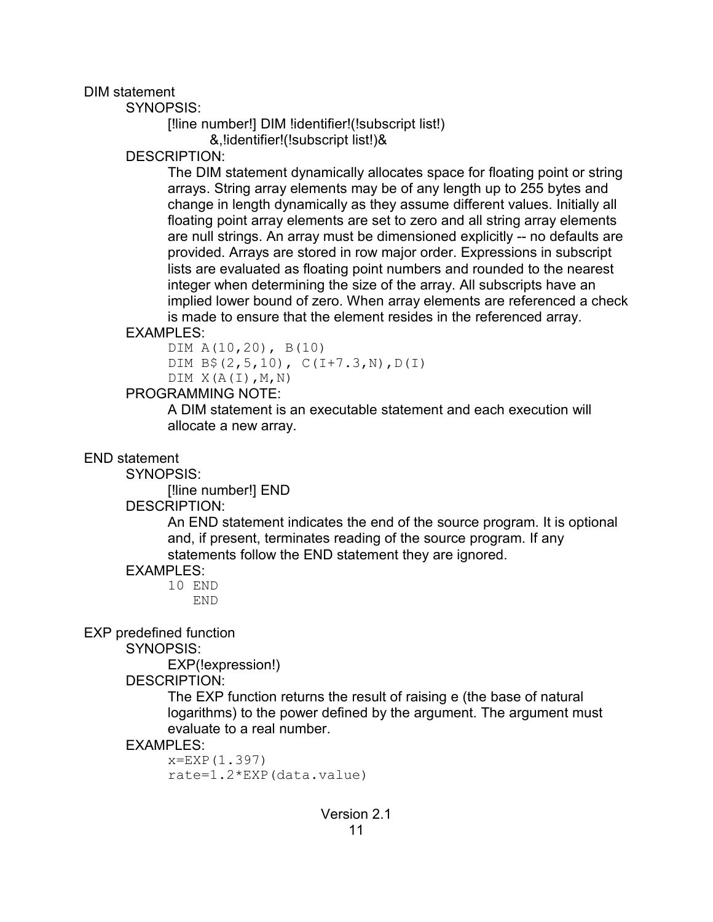## DIM statement

SYNOPSIS:

[!line number!] DIM !identifier!(!subscript list!)
&,!identifier!(!subscript list!)&

DESCRIPTION:

The DIM statement dynamically allocates space for floating point or string arrays. String array elements may be of any length up to 255 bytes and change in length dynamically as they assume different values. Initially all floating point array elements are set to zero and all string array elements are null strings. An array must be dimensioned explicitly -- no defaults are provided. Arrays are stored in row major order. Expressions in subscript lists are evaluated as floating point numbers and rounded to the nearest integer when determining the size of the array. All subscripts have an implied lower bound of zero. When array elements are referenced a check is made to ensure that the element resides in the referenced array.

EXAMPLES:

```
DIM A(10,20), B(10)
DIM B$(2,5,10), C(I+7.3,N),D(I)
DIM X(A(I),M,N)
```

PROGRAMMING NOTE:

A DIM statement is an executable statement and each execution will allocate a new array.

## END statement

SYNOPSIS:

[!line number!] END

DESCRIPTION:

An END statement indicates the end of the source program. It is optional and, if present, terminates reading of the source program. If any statements follow the END statement they are ignored.

EXAMPLES:

```
10 END
   END
```

## EXP predefined function

SYNOPSIS:

EXP(!expression!)

DESCRIPTION:

The EXP function returns the result of raising e (the base of natural logarithms) to the power defined by the argument. The argument must evaluate to a real number.

EXAMPLES:

```
x=EXP(1.397)
rate=1.2*EXP(data.value)
```

Version 2.1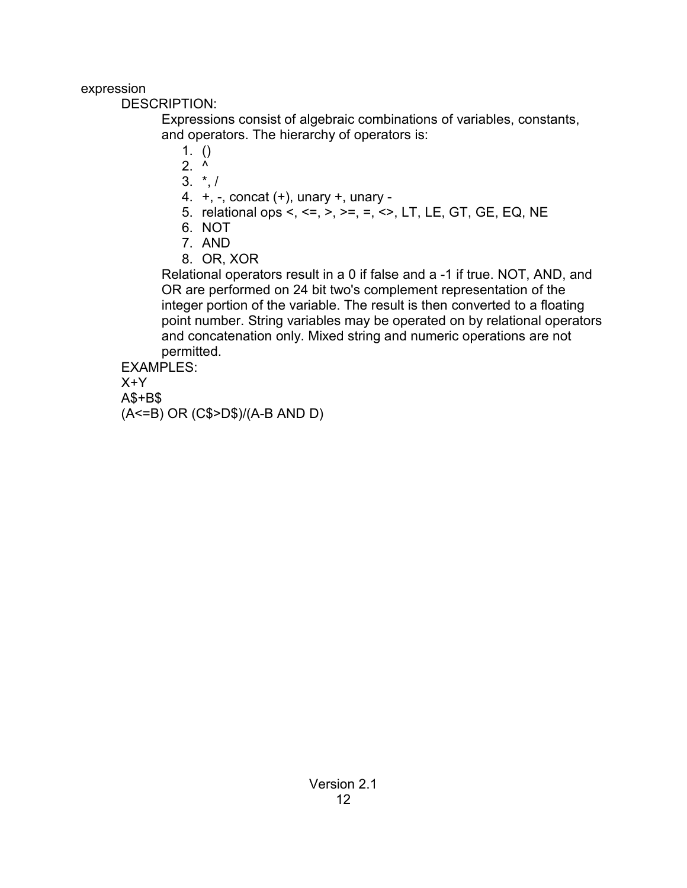expression

DESCRIPTION:

Expressions consist of algebraic combinations of variables, constants, and operators. The hierarchy of operators is:

1. ()
2. ^
3. *, /
4. +, -, concat (+), unary +, unary -
5. relational ops <, <=, >, >=, =, <>, LT, LE, GT, GE, EQ, NE
6. NOT
7. AND
8. OR, XOR

Relational operators result in a 0 if false and a -1 if true. NOT, AND, and OR are performed on 24 bit two's complement representation of the integer portion of the variable. The result is then converted to a floating point number. String variables may be operated on by relational operators and concatenation only. Mixed string and numeric operations are not permitted.

EXAMPLES:

```
X+Y
A$+B$
(A<=B) OR (C$>D$)/(A-B AND D)
```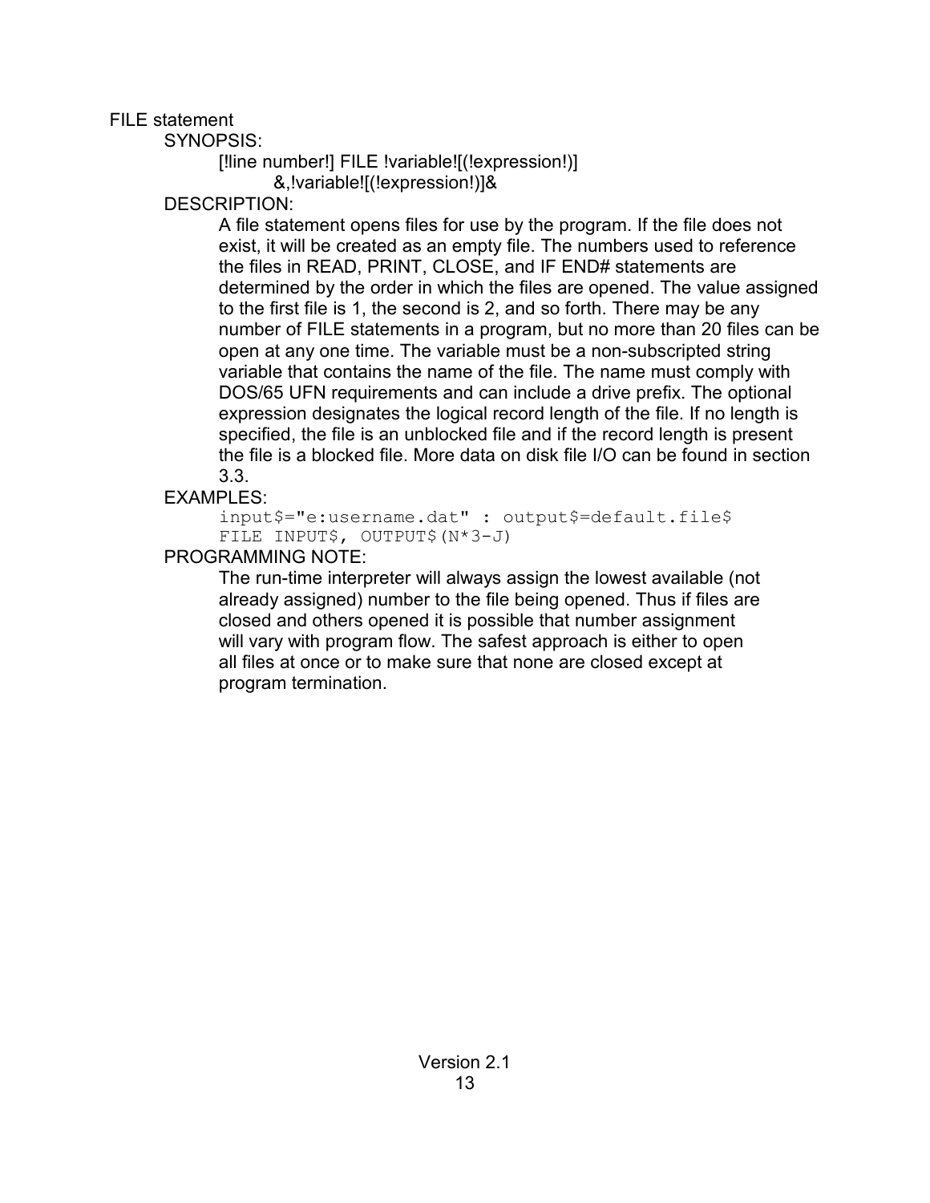FILE statement

SYNOPSIS:

[!line number!] FILE !variable![(!expression!)]
&,!variable![(!expression!)]&

DESCRIPTION:

A file statement opens files for use by the program. If the file does not exist, it will be created as an empty file. The numbers used to reference the files in READ, PRINT, CLOSE, and IF END# statements are determined by the order in which the files are opened. The value assigned to the first file is 1, the second is 2, and so forth. There may be any number of FILE statements in a program, but no more than 20 files can be open at any one time. The variable must be a non-subscripted string variable that contains the name of the file. The name must comply with DOS/65 UFN requirements and can include a drive prefix. The optional expression designates the logical record length of the file. If no length is specified, the file is an unblocked file and if the record length is present the file is a blocked file. More data on disk file I/O can be found in section 3.3.

EXAMPLES:

```
input$="e:username.dat" : output$=default.file$
FILE INPUT$, OUTPUT$(N*3-J)
```

PROGRAMMING NOTE:

The run-time interpreter will always assign the lowest available (not already assigned) number to the file being opened. Thus if files are closed and others opened it is possible that number assignment will vary with program flow. The safest approach is either to open all files at once or to make sure that none are closed except at program termination.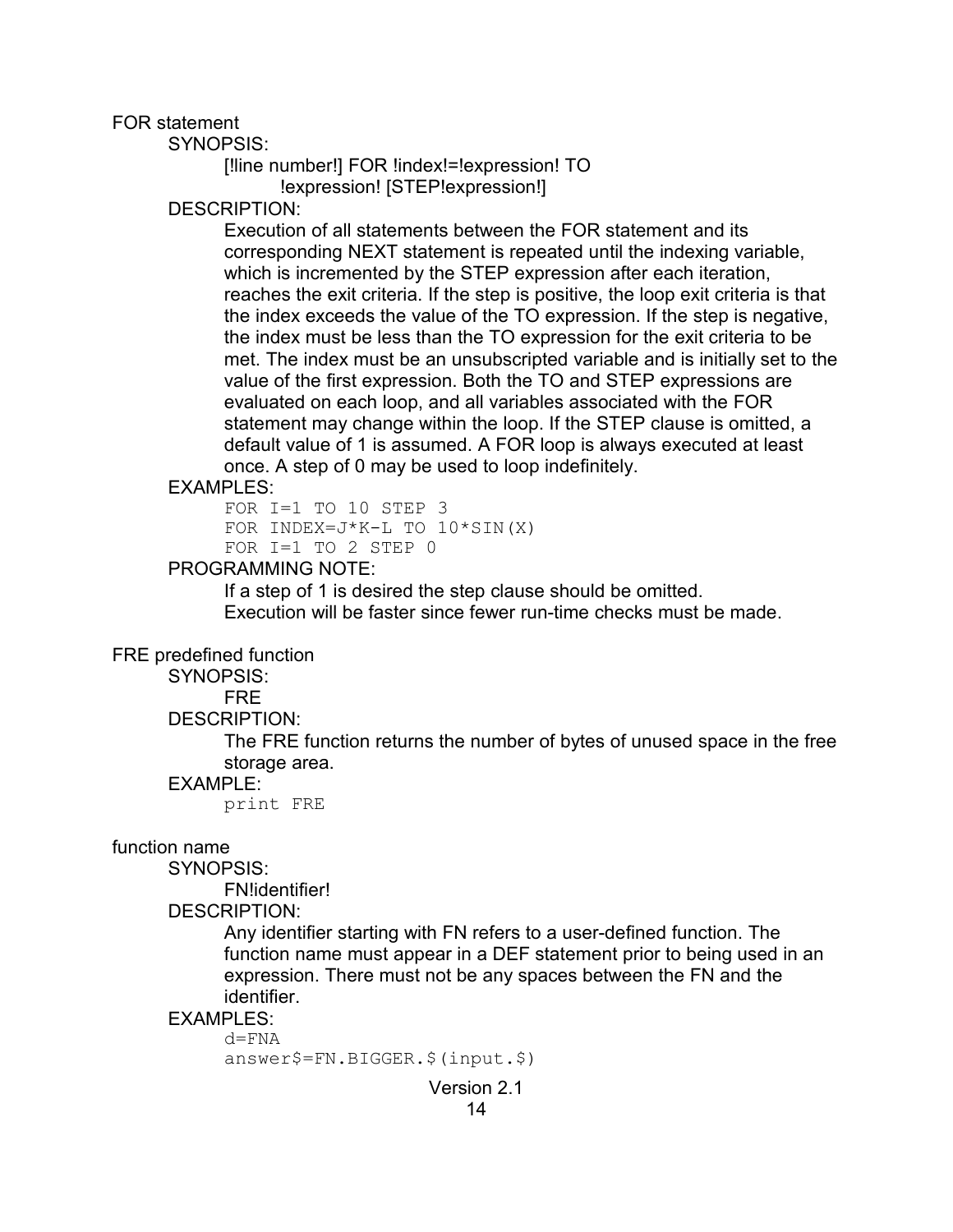## FOR statement

SYNOPSIS:

[!line number!] FOR !index!=!expression! TO
!expression! [STEP!expression!]

DESCRIPTION:

Execution of all statements between the FOR statement and its corresponding NEXT statement is repeated until the indexing variable, which is incremented by the STEP expression after each iteration, reaches the exit criteria. If the step is positive, the loop exit criteria is that the index exceeds the value of the TO expression. If the step is negative, the index must be less than the TO expression for the exit criteria to be met. The index must be an unsubscripted variable and is initially set to the value of the first expression. Both the TO and STEP expressions are evaluated on each loop, and all variables associated with the FOR statement may change within the loop. If the STEP clause is omitted, a default value of 1 is assumed. A FOR loop is always executed at least once. A step of 0 may be used to loop indefinitely.

EXAMPLES:

```
FOR I=1 TO 10 STEP 3
FOR INDEX=J*K-L TO 10*SIN(X)
FOR I=1 TO 2 STEP 0
```

PROGRAMMING NOTE:

If a step of 1 is desired the step clause should be omitted.
Execution will be faster since fewer run-time checks must be made.

## FRE predefined function

SYNOPSIS:

FRE

DESCRIPTION:

The FRE function returns the number of bytes of unused space in the free storage area.

EXAMPLE:

```
print FRE
```

## function name

SYNOPSIS:

FN!identifier!

DESCRIPTION:

Any identifier starting with FN refers to a user-defined function. The function name must appear in a DEF statement prior to being used in an expression. There must not be any spaces between the FN and the identifier.

EXAMPLES:

```
d=FNA
answer$=FN.BIGGER.$(input.$)
```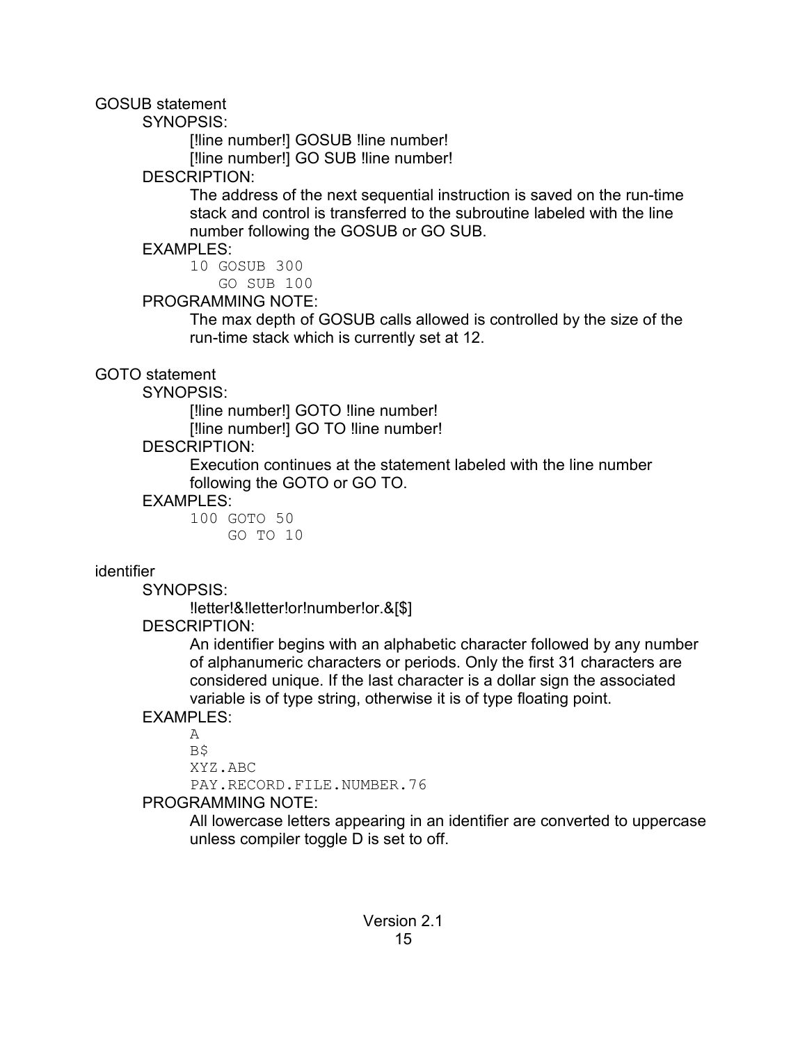## GOSUB statement

SYNOPSIS:

[!line number!] GOSUB !line number!
[!line number!] GO SUB !line number!

DESCRIPTION:

The address of the next sequential instruction is saved on the run-time stack and control is transferred to the subroutine labeled with the line number following the GOSUB or GO SUB.

EXAMPLES:

```
10 GOSUB 300
   GO SUB 100
```

PROGRAMMING NOTE:

The max depth of GOSUB calls allowed is controlled by the size of the run-time stack which is currently set at 12.

## GOTO statement

SYNOPSIS:

[!line number!] GOTO !line number!
[!line number!] GO TO !line number!

DESCRIPTION:

Execution continues at the statement labeled with the line number following the GOTO or GO TO.

EXAMPLES:

```
100 GOTO 50
    GO TO 10
```

## identifier

SYNOPSIS:

!letter!&!letter!or!number!or.&[$]

DESCRIPTION:

An identifier begins with an alphabetic character followed by any number of alphanumeric characters or periods. Only the first 31 characters are considered unique. If the last character is a dollar sign the associated variable is of type string, otherwise it is of type floating point.

EXAMPLES:

```
A
B$
XYZ.ABC
PAY.RECORD.FILE.NUMBER.76
```

PROGRAMMING NOTE:

All lowercase letters appearing in an identifier are converted to uppercase unless compiler toggle D is set to off.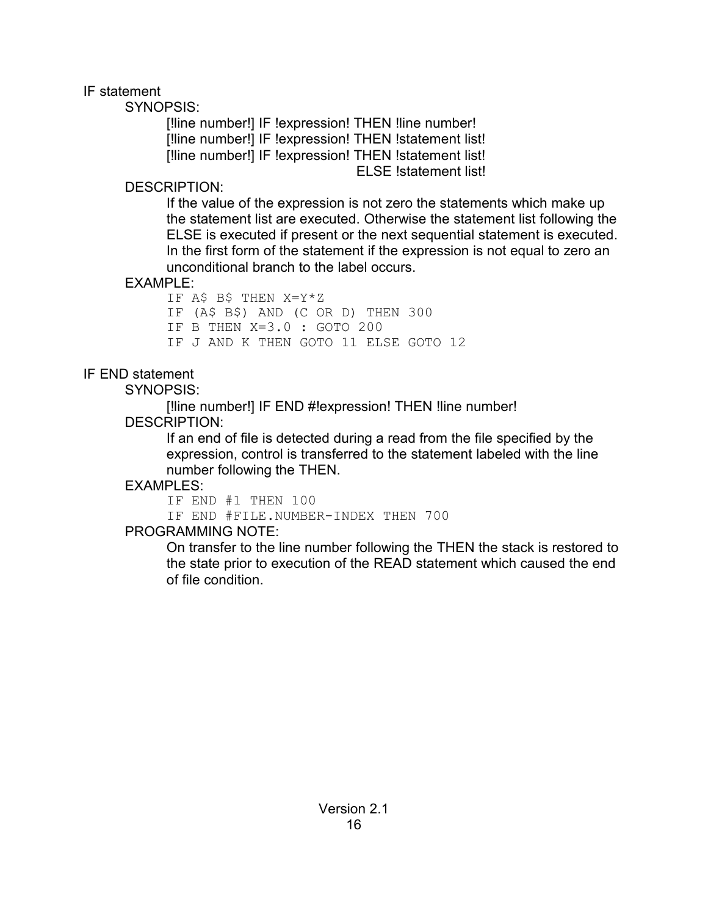## IF statement

SYNOPSIS:

[!line number!] IF !expression! THEN !line number!
[!line number!] IF !expression! THEN !statement list!
[!line number!] IF !expression! THEN !statement list!
ELSE !statement list!

DESCRIPTION:

If the value of the expression is not zero the statements which make up the statement list are executed. Otherwise the statement list following the ELSE is executed if present or the next sequential statement is executed. In the first form of the statement if the expression is not equal to zero an unconditional branch to the label occurs.

EXAMPLE:

```
IF A$ B$ THEN X=Y*Z
IF (A$ B$) AND (C OR D) THEN 300
IF B THEN X=3.0 : GOTO 200
IF J AND K THEN GOTO 11 ELSE GOTO 12
```

## IF END statement

SYNOPSIS:

[!line number!] IF END #!expression! THEN !line number!

DESCRIPTION:

If an end of file is detected during a read from the file specified by the expression, control is transferred to the statement labeled with the line number following the THEN.

EXAMPLES:

```
IF END #1 THEN 100
IF END #FILE.NUMBER-INDEX THEN 700
```

PROGRAMMING NOTE:

On transfer to the line number following the THEN the stack is restored to the state prior to execution of the READ statement which caused the end of file condition.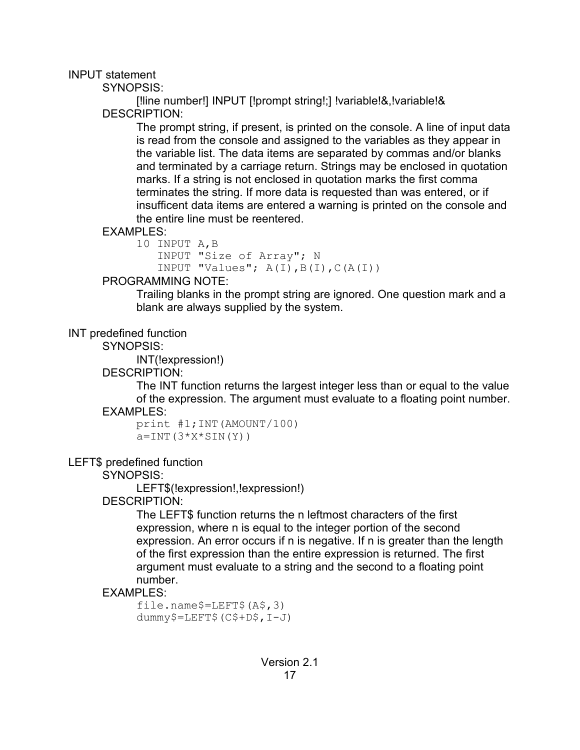INPUT statement

SYNOPSIS:

[!line number!] INPUT [!prompt string!;] !variable!&,!variable!&

DESCRIPTION:

The prompt string, if present, is printed on the console. A line of input data is read from the console and assigned to the variables as they appear in the variable list. The data items are separated by commas and/or blanks and terminated by a carriage return. Strings may be enclosed in quotation marks. If a string is not enclosed in quotation marks the first comma terminates the string. If more data is requested than was entered, or if insufficent data items are entered a warning is printed on the console and the entire line must be reentered.

EXAMPLES:

```
10 INPUT A,B
   INPUT "Size of Array"; N
   INPUT "Values"; A(I),B(I),C(A(I))
```

PROGRAMMING NOTE:

Trailing blanks in the prompt string are ignored. One question mark and a blank are always supplied by the system.

INT predefined function

SYNOPSIS:

INT(!expression!)

DESCRIPTION:

The INT function returns the largest integer less than or equal to the value of the expression. The argument must evaluate to a floating point number.

EXAMPLES:

```
print #1;INT(AMOUNT/100)
a=INT(3*X*SIN(Y))
```

LEFT$ predefined function

SYNOPSIS:

LEFT$(!expression!,!expression!)

DESCRIPTION:

The LEFT$ function returns the n leftmost characters of the first expression, where n is equal to the integer portion of the second expression. An error occurs if n is negative. If n is greater than the length of the first expression than the entire expression is returned. The first argument must evaluate to a string and the second to a floating point number.

EXAMPLES:

```
file.name$=LEFT$(A$,3)
dummy$=LEFT$(C$+D$,I-J)
```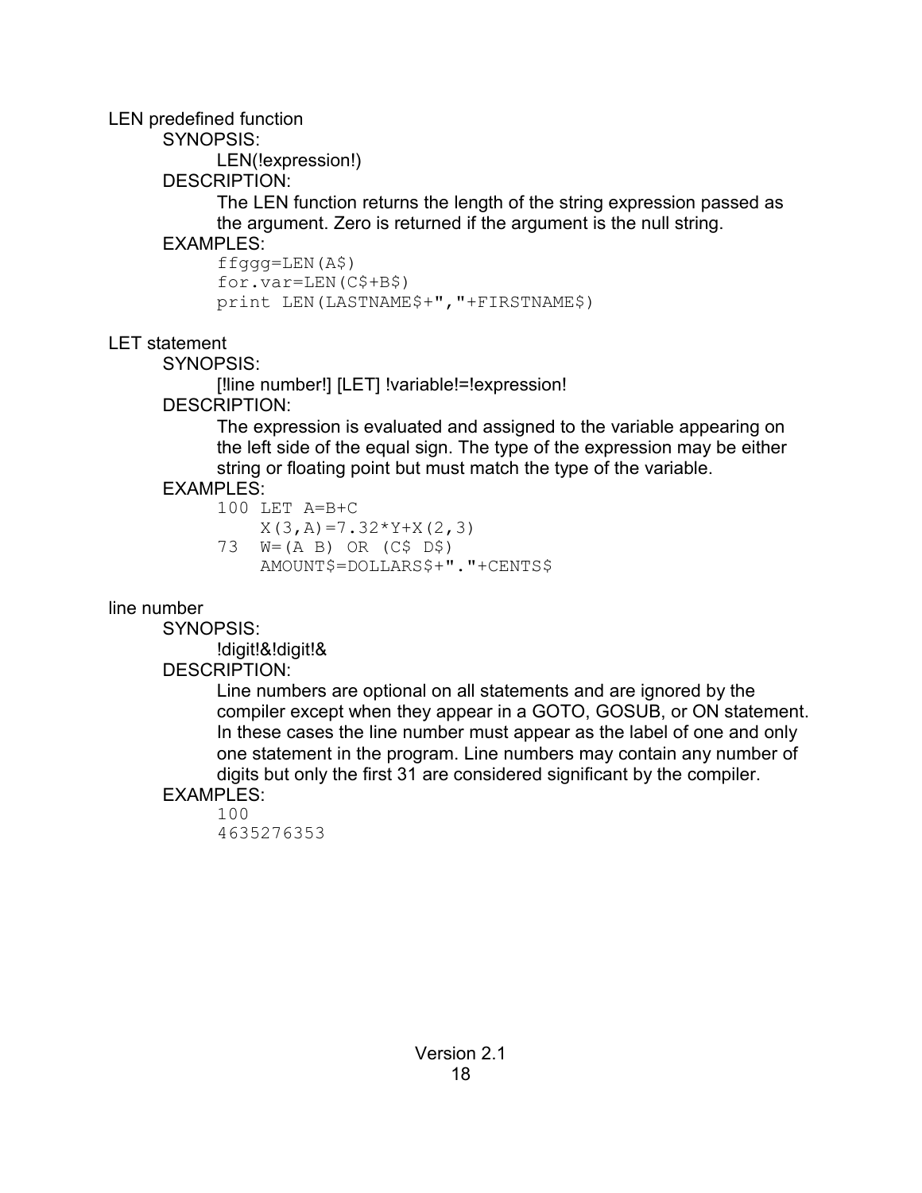## LEN predefined function

SYNOPSIS:

LEN(!expression!)

DESCRIPTION:

The LEN function returns the length of the string expression passed as the argument. Zero is returned if the argument is the null string.

EXAMPLES:

```
ffggg=LEN(A$)
for.var=LEN(C$+B$)
print LEN(LASTNAME$+","+FIRSTNAME$)
```

## LET statement

SYNOPSIS:

[!line number!] [LET] !variable!=!expression!

DESCRIPTION:

The expression is evaluated and assigned to the variable appearing on the left side of the equal sign. The type of the expression may be either string or floating point but must match the type of the variable.

EXAMPLES:

```
100 LET A=B+C
    X(3,A)=7.32*Y+X(2,3)
73  W=(A B) OR (C$ D$)
    AMOUNT$=DOLLARS$+"."+CENTS$
```

## line number

SYNOPSIS:

!digit!&!digit!&

DESCRIPTION:

Line numbers are optional on all statements and are ignored by the compiler except when they appear in a GOTO, GOSUB, or ON statement. In these cases the line number must appear as the label of one and only one statement in the program. Line numbers may contain any number of digits but only the first 31 are considered significant by the compiler.

EXAMPLES:

```
100
4635276353
```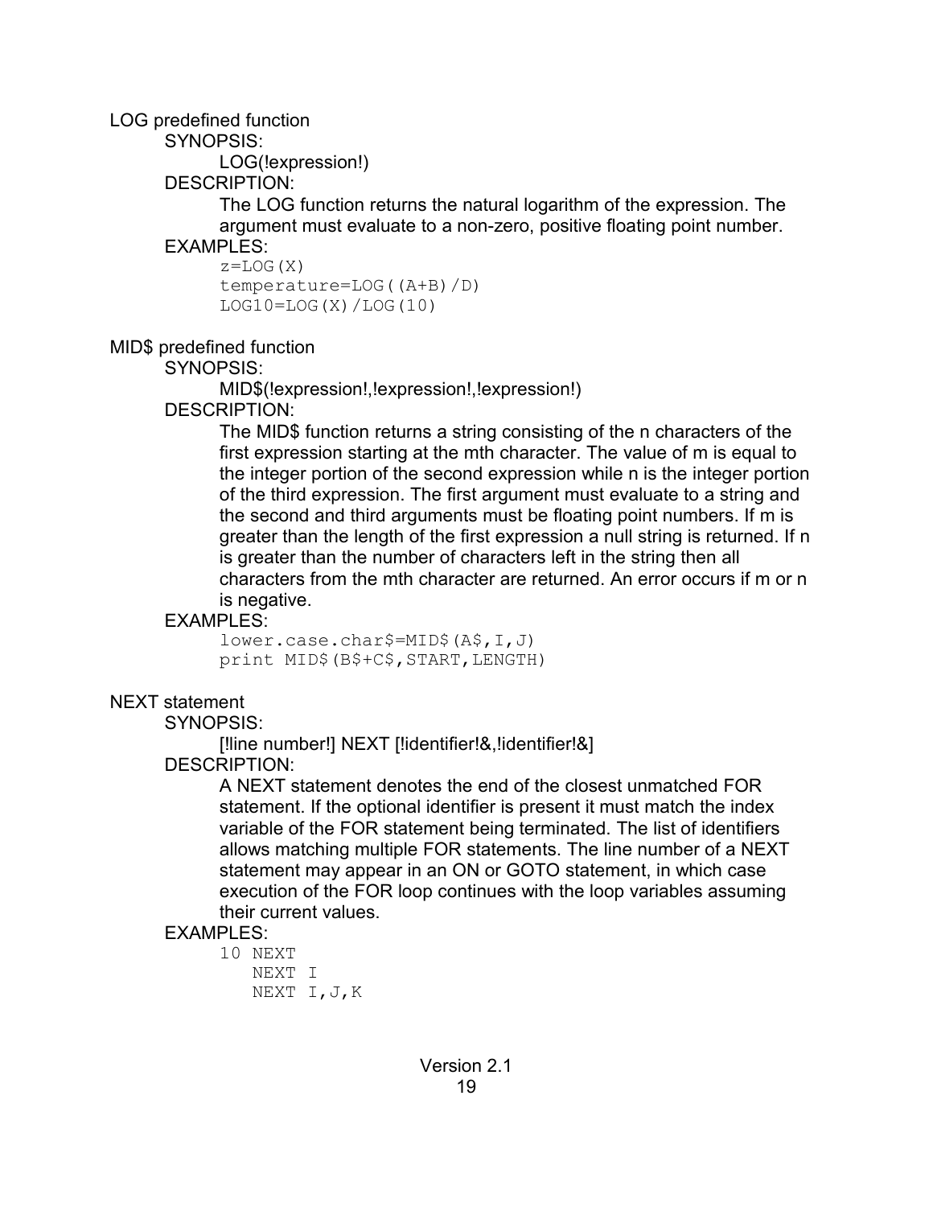LOG predefined function

SYNOPSIS:

LOG(!expression!)

DESCRIPTION:

The LOG function returns the natural logarithm of the expression. The argument must evaluate to a non-zero, positive floating point number.

EXAMPLES:

```
z=LOG(X)
temperature=LOG((A+B)/D)
LOG10=LOG(X)/LOG(10)
```

MID$ predefined function

SYNOPSIS:

MID$(!expression!,!expression!,!expression!)

DESCRIPTION:

The MID$ function returns a string consisting of the n characters of the first expression starting at the mth character. The value of m is equal to the integer portion of the second expression while n is the integer portion of the third expression. The first argument must evaluate to a string and the second and third arguments must be floating point numbers. If m is greater than the length of the first expression a null string is returned. If n is greater than the number of characters left in the string then all characters from the mth character are returned. An error occurs if m or n is negative.

EXAMPLES:

```
lower.case.char$=MID$(A$,I,J)
print MID$(B$+C$,START,LENGTH)
```

NEXT statement

SYNOPSIS:

[!line number!] NEXT [!identifier!&,!identifier!&]

DESCRIPTION:

A NEXT statement denotes the end of the closest unmatched FOR statement. If the optional identifier is present it must match the index variable of the FOR statement being terminated. The list of identifiers allows matching multiple FOR statements. The line number of a NEXT statement may appear in an ON or GOTO statement, in which case execution of the FOR loop continues with the loop variables assuming their current values.

EXAMPLES:

```
10 NEXT
   NEXT I
   NEXT I,J,K
```

Version 2.1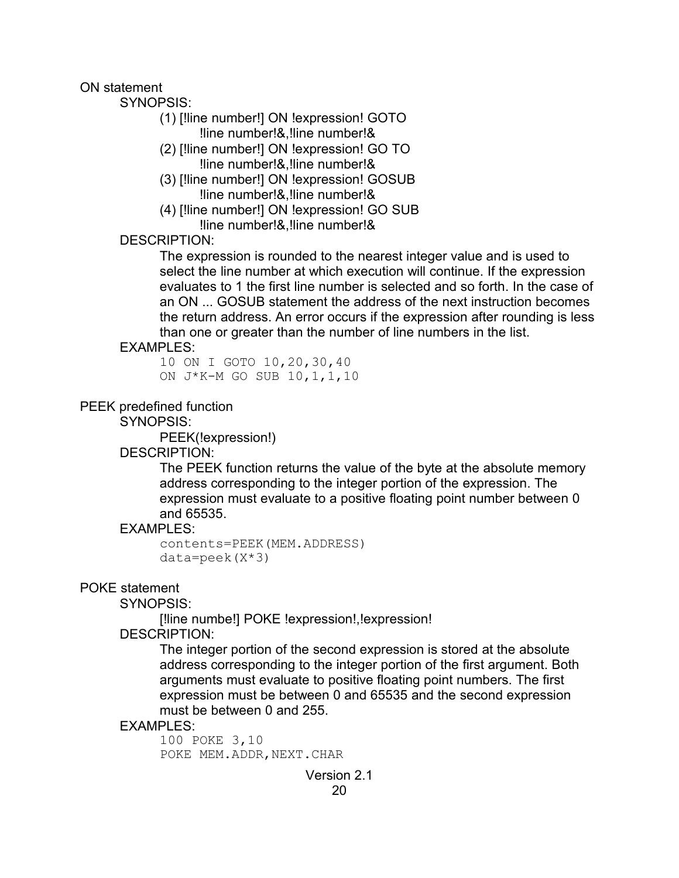ON statement

SYNOPSIS:

(1) [!line number!] ON !expression! GOTO
!line number!&,!line number!&

(2) [!line number!] ON !expression! GO TO
!line number!&,!line number!&

(3) [!line number!] ON !expression! GOSUB
!line number!&,!line number!&

(4) [!line number!] ON !expression! GO SUB
!line number!&,!line number!&

DESCRIPTION:

The expression is rounded to the nearest integer value and is used to select the line number at which execution will continue. If the expression evaluates to 1 the first line number is selected and so forth. In the case of an ON ... GOSUB statement the address of the next instruction becomes the return address. An error occurs if the expression after rounding is less than one or greater than the number of line numbers in the list.

EXAMPLES:

```
10 ON I GOTO 10,20,30,40
ON J*K-M GO SUB 10,1,1,10
```

PEEK predefined function

SYNOPSIS:

PEEK(!expression!)

DESCRIPTION:

The PEEK function returns the value of the byte at the absolute memory address corresponding to the integer portion of the expression. The expression must evaluate to a positive floating point number between 0 and 65535.

EXAMPLES:

```
contents=PEEK(MEM.ADDRESS)
data=peek(X*3)
```

POKE statement

SYNOPSIS:

[!line numbe!] POKE !expression!,!expression!

DESCRIPTION:

The integer portion of the second expression is stored at the absolute address corresponding to the integer portion of the first argument. Both arguments must evaluate to positive floating point numbers. The first expression must be between 0 and 65535 and the second expression must be between 0 and 255.

EXAMPLES:

```
100 POKE 3,10
POKE MEM.ADDR,NEXT.CHAR
```

Version 2.1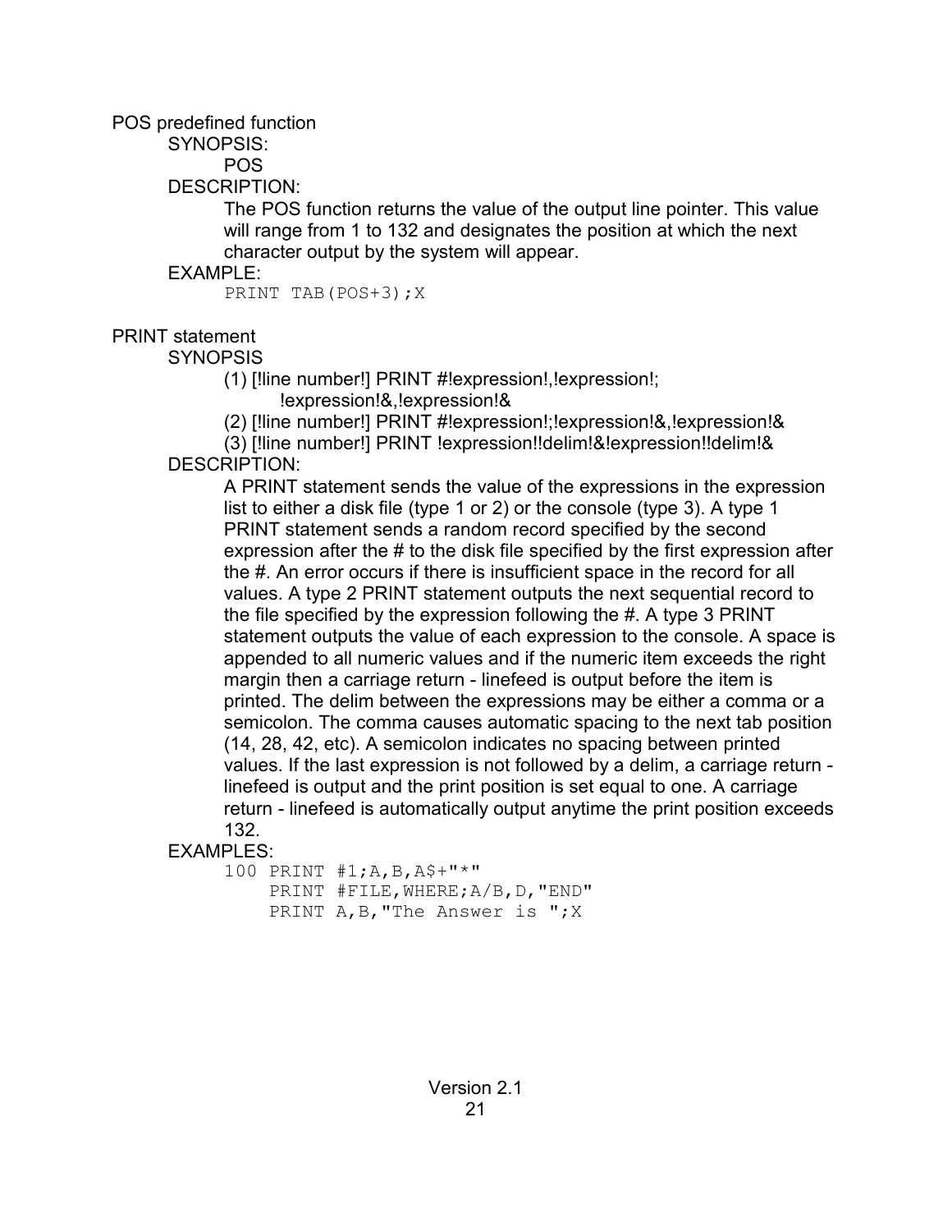POS predefined function

SYNOPSIS:

POS

DESCRIPTION:

The POS function returns the value of the output line pointer. This value will range from 1 to 132 and designates the position at which the next character output by the system will appear.

EXAMPLE:

```
PRINT TAB(POS+3);X
```

PRINT statement

SYNOPSIS

(1) [!line number!] PRINT #!expression!,!expression!;
    !expression!&,!expression!&

(2) [!line number!] PRINT #!expression!;!expression!&,!expression!&

(3) [!line number!] PRINT !expression!!delim!&!expression!!delim!&

DESCRIPTION:

A PRINT statement sends the value of the expressions in the expression list to either a disk file (type 1 or 2) or the console (type 3). A type 1 PRINT statement sends a random record specified by the second expression after the # to the disk file specified by the first expression after the #. An error occurs if there is insufficient space in the record for all values. A type 2 PRINT statement outputs the next sequential record to the file specified by the expression following the #. A type 3 PRINT statement outputs the value of each expression to the console. A space is appended to all numeric values and if the numeric item exceeds the right margin then a carriage return - linefeed is output before the item is printed. The delim between the expressions may be either a comma or a semicolon. The comma causes automatic spacing to the next tab position (14, 28, 42, etc). A semicolon indicates no spacing between printed values. If the last expression is not followed by a delim, a carriage return - linefeed is output and the print position is set equal to one. A carriage return - linefeed is automatically output anytime the print position exceeds 132.

EXAMPLES:

```
100 PRINT #1;A,B,A$+"*"
    PRINT #FILE,WHERE;A/B,D,"END"
    PRINT A,B,"The Answer is ";X
```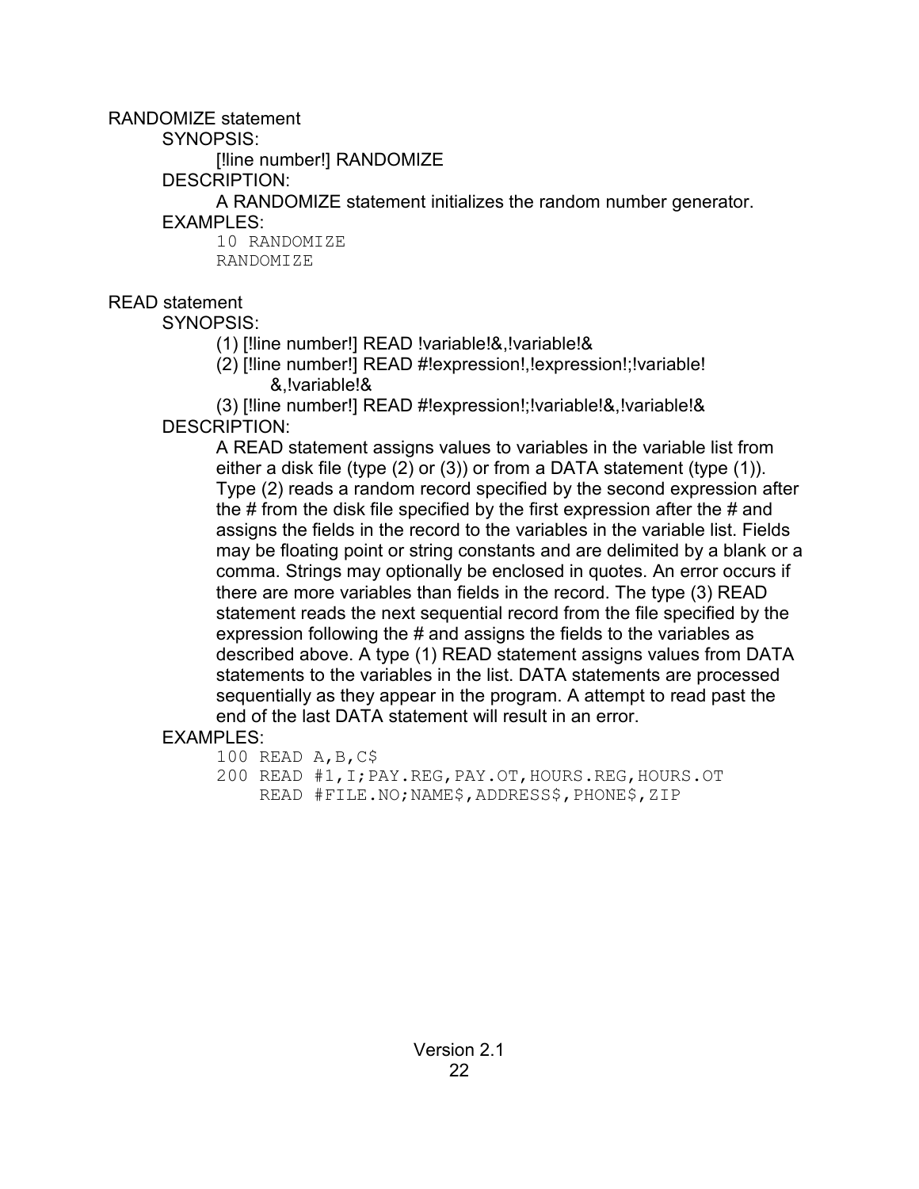RANDOMIZE statement

SYNOPSIS:

[!line number!] RANDOMIZE

DESCRIPTION:

A RANDOMIZE statement initializes the random number generator.

EXAMPLES:

```
10 RANDOMIZE
RANDOMIZE
```

READ statement

SYNOPSIS:

(1) [!line number!] READ !variable!&,!variable!&

(2) [!line number!] READ #!expression!,!expression!;!variable! &,!variable!&

(3) [!line number!] READ #!expression!;!variable!&,!variable!&

DESCRIPTION:

A READ statement assigns values to variables in the variable list from either a disk file (type (2) or (3)) or from a DATA statement (type (1)). Type (2) reads a random record specified by the second expression after the # from the disk file specified by the first expression after the # and assigns the fields in the record to the variables in the variable list. Fields may be floating point or string constants and are delimited by a blank or a comma. Strings may optionally be enclosed in quotes. An error occurs if there are more variables than fields in the record. The type (3) READ statement reads the next sequential record from the file specified by the expression following the # and assigns the fields to the variables as described above. A type (1) READ statement assigns values from DATA statements to the variables in the list. DATA statements are processed sequentially as they appear in the program. A attempt to read past the end of the last DATA statement will result in an error.

EXAMPLES:

```
100 READ A,B,C$
200 READ #1,I;PAY.REG,PAY.OT,HOURS.REG,HOURS.OT
    READ #FILE.NO;NAME$,ADDRESS$,PHONE$,ZIP
```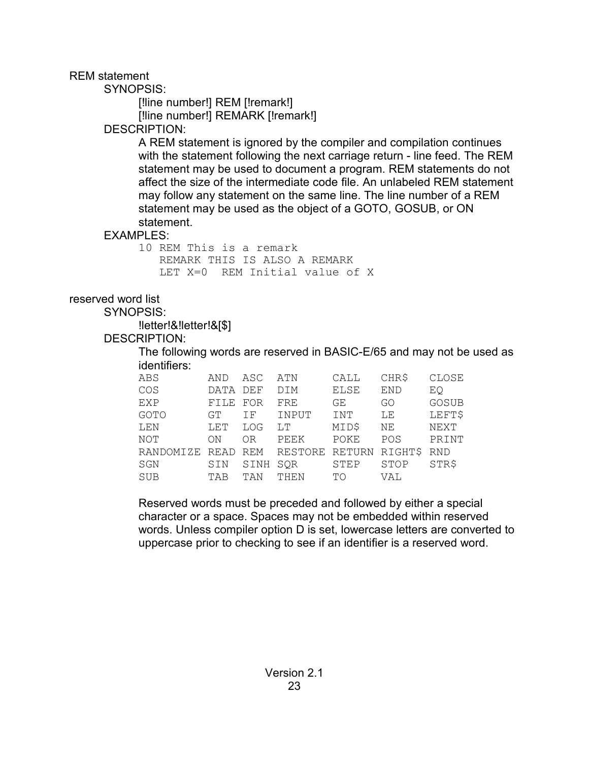## REM statement

SYNOPSIS:

[!line number!] REM [!remark!]
[!line number!] REMARK [!remark!]

DESCRIPTION:

A REM statement is ignored by the compiler and compilation continues with the statement following the next carriage return - line feed. The REM statement may be used to document a program. REM statements do not affect the size of the intermediate code file. An unlabeled REM statement may follow any statement on the same line. The line number of a REM statement may be used as the object of a GOTO, GOSUB, or ON statement.

EXAMPLES:

```
10 REM This is a remark
   REMARK THIS IS ALSO A REMARK
   LET X=0  REM Initial value of X
```

## reserved word list

SYNOPSIS:

!letter!&!letter!&[$]

DESCRIPTION:

The following words are reserved in BASIC-E/65 and may not be used as identifiers:

```
ABS       AND  ASC  ATN     CALL   CHR$   CLOSE
COS       DATA DEF  DIM     ELSE   END    EQ
EXP       FILE FOR  FRE     GE     GO     GOSUB
GOTO      GT   IF   INPUT   INT    LE     LEFT$
LEN       LET  LOG  LT      MID$   NE     NEXT
NOT       ON   OR   PEEK    POKE   POS    PRINT
RANDOMIZE READ REM  RESTORE RETURN RIGHT$ RND
SGN       SIN  SINH SQR     STEP   STOP   STR$
SUB       TAB  TAN  THEN    TO     VAL
```

Reserved words must be preceded and followed by either a special character or a space. Spaces may not be embedded within reserved words. Unless compiler option D is set, lowercase letters are converted to uppercase prior to checking to see if an identifier is a reserved word.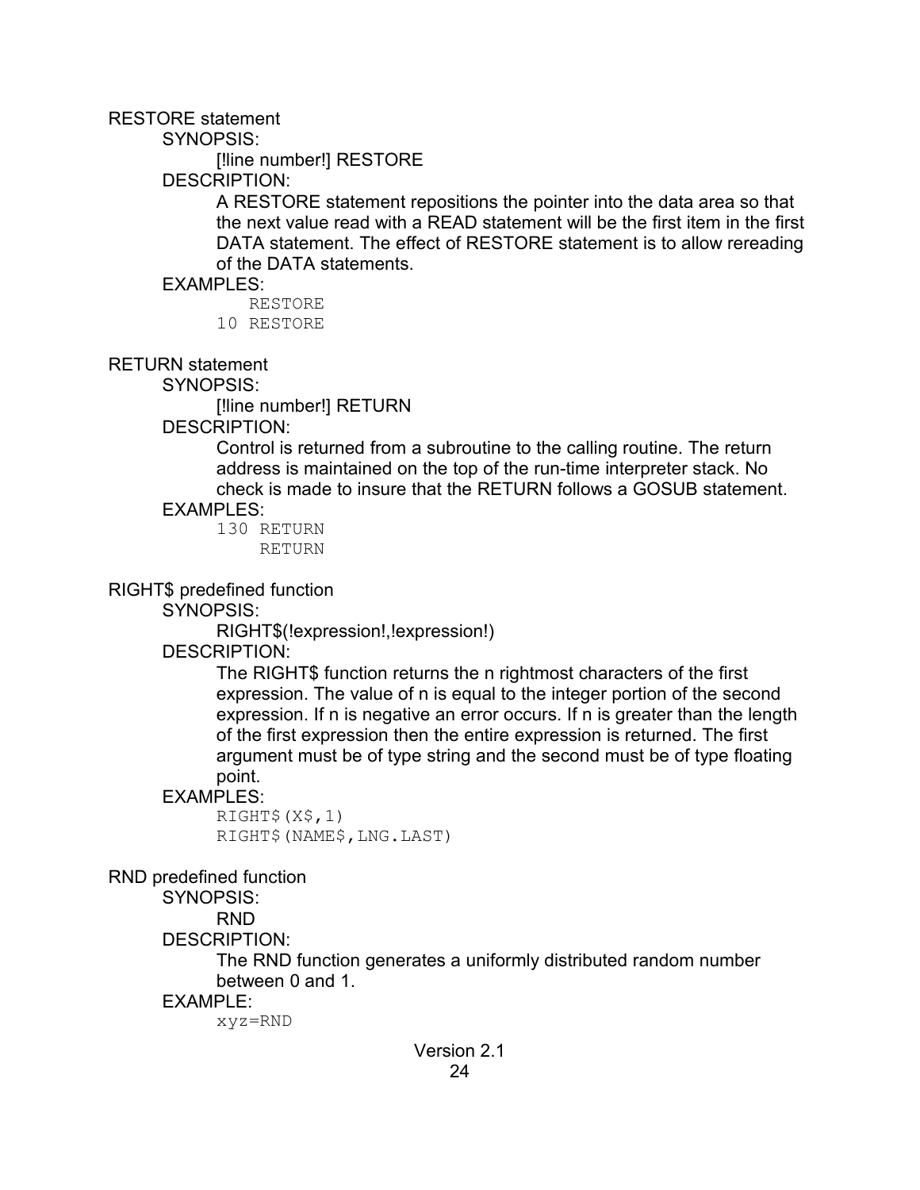## RESTORE statement

SYNOPSIS:

[!line number!] RESTORE

DESCRIPTION:

A RESTORE statement repositions the pointer into the data area so that the next value read with a READ statement will be the first item in the first DATA statement. The effect of RESTORE statement is to allow rereading of the DATA statements.

EXAMPLES:

```
   RESTORE
10 RESTORE
```

## RETURN statement

SYNOPSIS:

[!line number!] RETURN

DESCRIPTION:

Control is returned from a subroutine to the calling routine. The return address is maintained on the top of the run-time interpreter stack. No check is made to insure that the RETURN follows a GOSUB statement.

EXAMPLES:

```
130 RETURN
    RETURN
```

## RIGHT$ predefined function

SYNOPSIS:

RIGHT$(!expression!,!expression!)

DESCRIPTION:

The RIGHT$ function returns the n rightmost characters of the first expression. The value of n is equal to the integer portion of the second expression. If n is negative an error occurs. If n is greater than the length of the first expression then the entire expression is returned. The first argument must be of type string and the second must be of type floating point.

EXAMPLES:

```
RIGHT$(X$,1)
RIGHT$(NAME$,LNG.LAST)
```

## RND predefined function

SYNOPSIS:

RND

DESCRIPTION:

The RND function generates a uniformly distributed random number between 0 and 1.

EXAMPLE:

```
xyz=RND
```

Version 2.1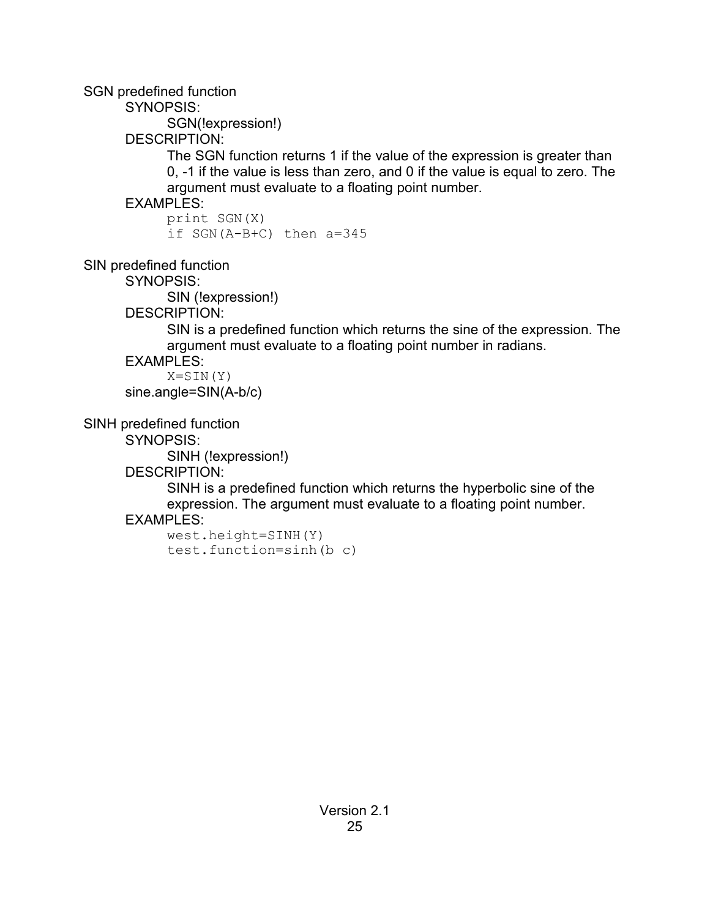SGN predefined function

SYNOPSIS:

SGN(!expression!)

DESCRIPTION:

The SGN function returns 1 if the value of the expression is greater than 0, -1 if the value is less than zero, and 0 if the value is equal to zero. The argument must evaluate to a floating point number.

EXAMPLES:

```
print SGN(X)
if SGN(A-B+C) then a=345
```

SIN predefined function

SYNOPSIS:

SIN (!expression!)

DESCRIPTION:

SIN is a predefined function which returns the sine of the expression. The argument must evaluate to a floating point number in radians.

EXAMPLES:

```
X=SIN(Y)
```

sine.angle=SIN(A-b/c)

SINH predefined function

SYNOPSIS:

SINH (!expression!)

DESCRIPTION:

SINH is a predefined function which returns the hyperbolic sine of the expression. The argument must evaluate to a floating point number.

EXAMPLES:

```
west.height=SINH(Y)
test.function=sinh(b c)
```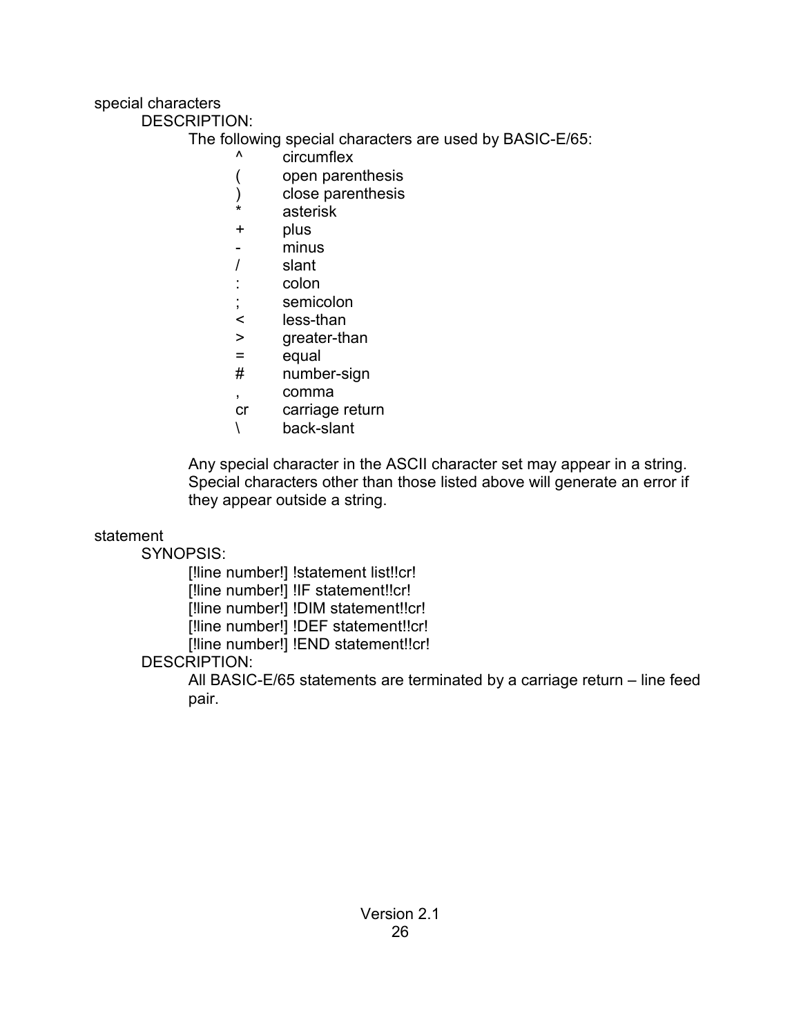special characters

DESCRIPTION:

The following special characters are used by BASIC-E/65:

| | |
|---|---|
| ^ | circumflex |
| ( | open parenthesis |
| ) | close parenthesis |
| * | asterisk |
| + | plus |
| - | minus |
| / | slant |
| : | colon |
| ; | semicolon |
| < | less-than |
| > | greater-than |
| = | equal |
| # | number-sign |
| , | comma |
| cr | carriage return |
| \ | back-slant |

Any special character in the ASCII character set may appear in a string. Special characters other than those listed above will generate an error if they appear outside a string.

statement

SYNOPSIS:

[!line number!] !statement list!!cr!
[!line number!] !IF statement!!cr!
[!line number!] !DIM statement!!cr!
[!line number!] !DEF statement!!cr!
[!line number!] !END statement!!cr!

DESCRIPTION:

All BASIC-E/65 statements are terminated by a carriage return – line feed pair.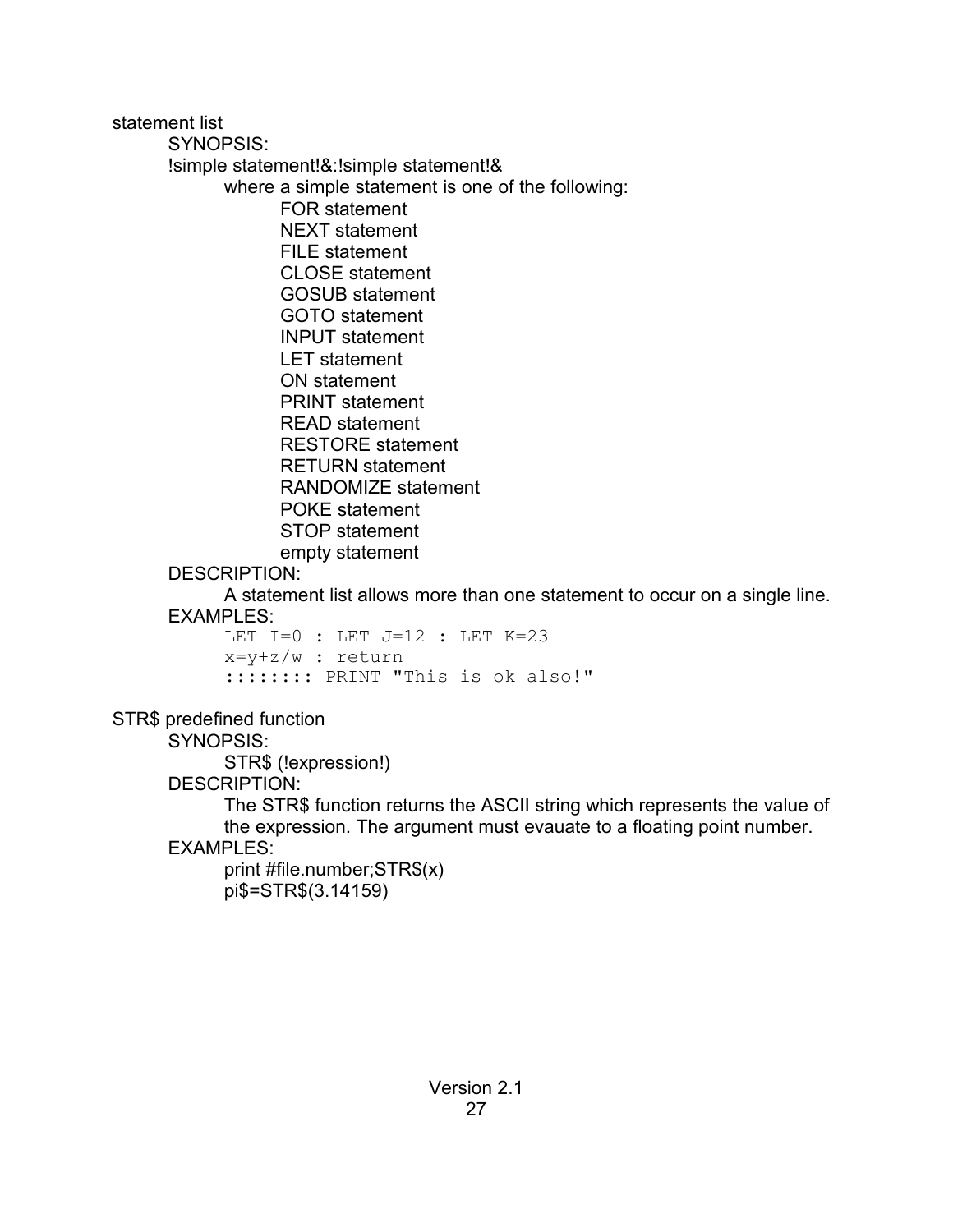statement list

SYNOPSIS:

!simple statement!&:!simple statement!&

where a simple statement is one of the following:

- FOR statement
- NEXT statement
- FILE statement
- CLOSE statement
- GOSUB statement
- GOTO statement
- INPUT statement
- LET statement
- ON statement
- PRINT statement
- READ statement
- RESTORE statement
- RETURN statement
- RANDOMIZE statement
- POKE statement
- STOP statement
- empty statement

DESCRIPTION:

A statement list allows more than one statement to occur on a single line.

EXAMPLES:

```
LET I=0 : LET J=12 : LET K=23
x=y+z/w : return
::::::: PRINT "This is ok also!"
```

STR$ predefined function

SYNOPSIS:

STR$ (!expression!)

DESCRIPTION:

The STR$ function returns the ASCII string which represents the value of the expression. The argument must evauate to a floating point number.

EXAMPLES:

```
print #file.number;STR$(x)
pi$=STR$(3.14159)
```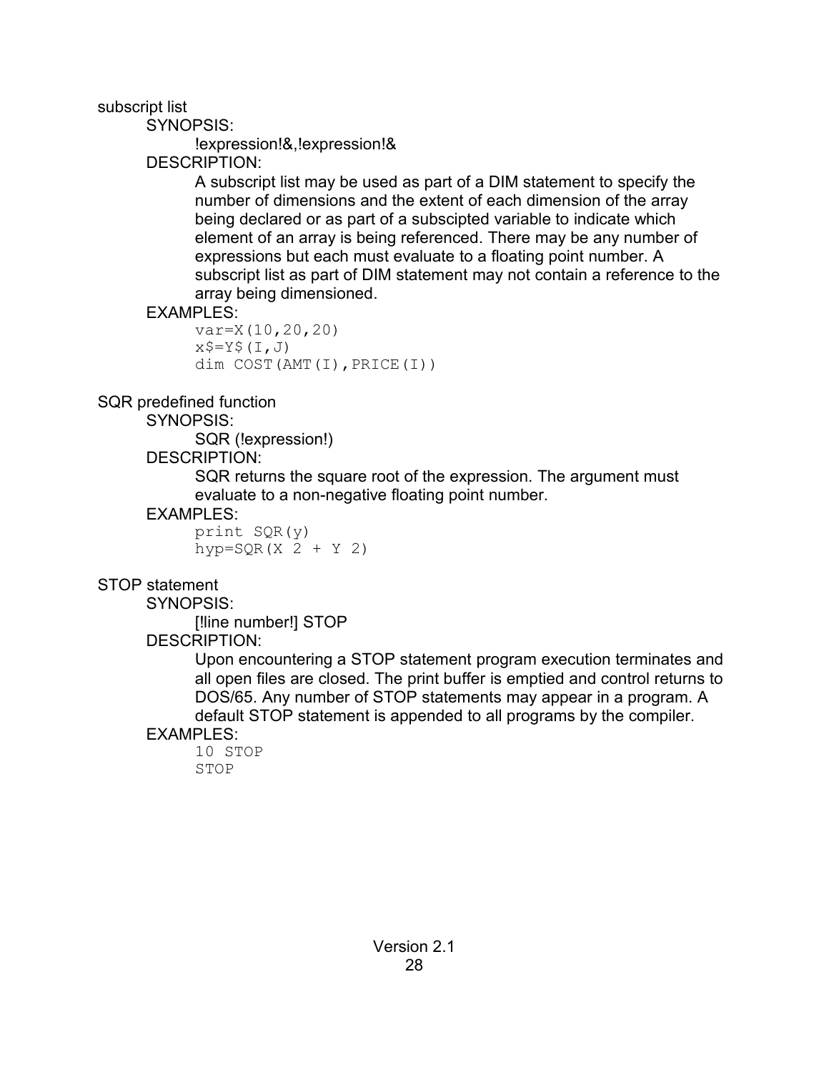subscript list

SYNOPSIS:

!expression!&,!expression!&

DESCRIPTION:

A subscript list may be used as part of a DIM statement to specify the number of dimensions and the extent of each dimension of the array being declared or as part of a subscipted variable to indicate which element of an array is being referenced. There may be any number of expressions but each must evaluate to a floating point number. A subscript list as part of DIM statement may not contain a reference to the array being dimensioned.

EXAMPLES:

```
var=X(10,20,20)
x$=Y$(I,J)
dim COST(AMT(I),PRICE(I))
```

SQR predefined function

SYNOPSIS:

SQR (!expression!)

DESCRIPTION:

SQR returns the square root of the expression. The argument must evaluate to a non-negative floating point number.

EXAMPLES:

```
print SQR(y)
hyp=SQR(X 2 + Y 2)
```

STOP statement

SYNOPSIS:

[!line number!] STOP

DESCRIPTION:

Upon encountering a STOP statement program execution terminates and all open files are closed. The print buffer is emptied and control returns to DOS/65. Any number of STOP statements may appear in a program. A default STOP statement is appended to all programs by the compiler.

EXAMPLES:

```
10 STOP
STOP
```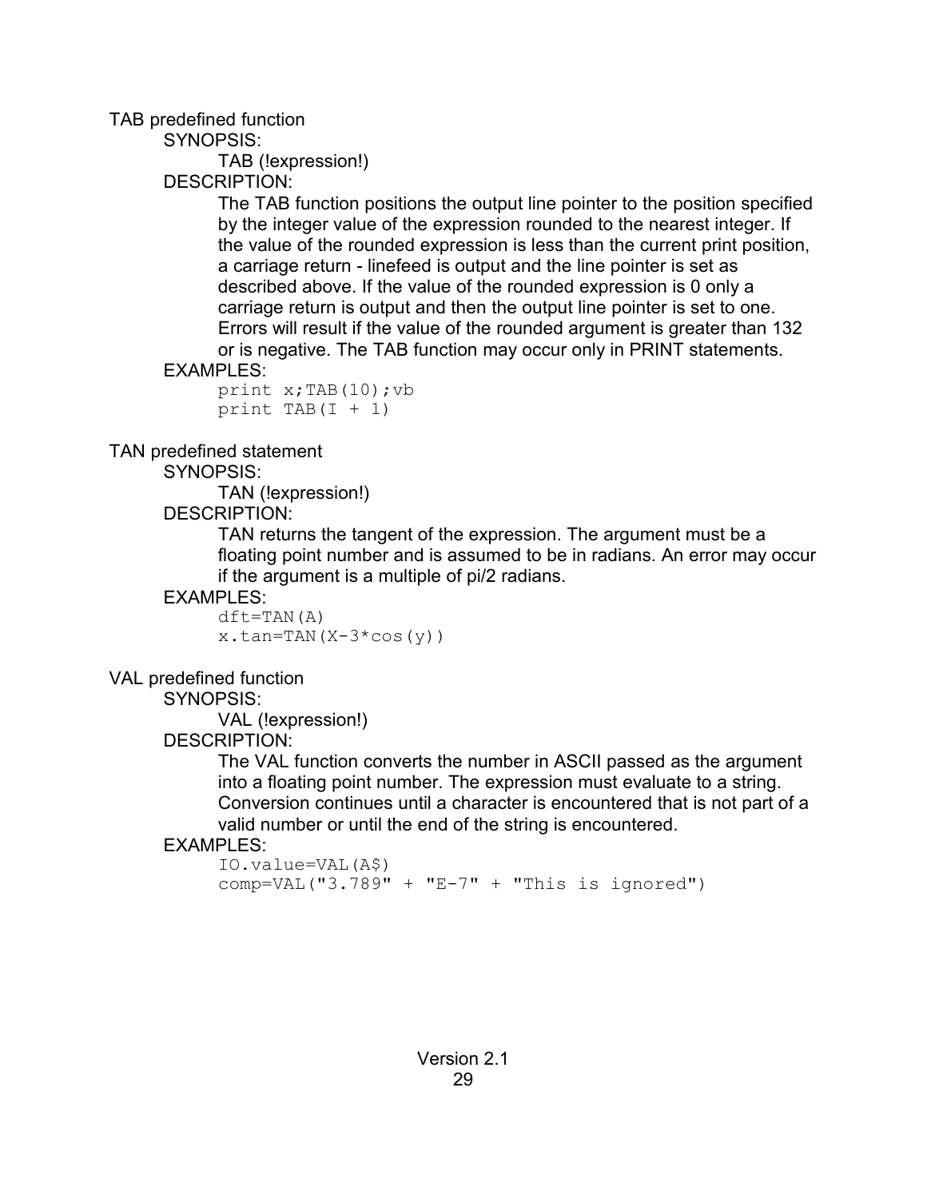TAB predefined function

SYNOPSIS:

TAB (!expression!)

DESCRIPTION:

The TAB function positions the output line pointer to the position specified by the integer value of the expression rounded to the nearest integer. If the value of the rounded expression is less than the current print position, a carriage return - linefeed is output and the line pointer is set as described above. If the value of the rounded expression is 0 only a carriage return is output and then the output line pointer is set to one. Errors will result if the value of the rounded argument is greater than 132 or is negative. The TAB function may occur only in PRINT statements.

EXAMPLES:

```
print x;TAB(10);vb
print TAB(I + 1)
```

TAN predefined statement

SYNOPSIS:

TAN (!expression!)

DESCRIPTION:

TAN returns the tangent of the expression. The argument must be a floating point number and is assumed to be in radians. An error may occur if the argument is a multiple of pi/2 radians.

EXAMPLES:

```
dft=TAN(A)
x.tan=TAN(X-3*cos(y))
```

VAL predefined function

SYNOPSIS:

VAL (!expression!)

DESCRIPTION:

The VAL function converts the number in ASCII passed as the argument into a floating point number. The expression must evaluate to a string. Conversion continues until a character is encountered that is not part of a valid number or until the end of the string is encountered.

EXAMPLES:

```
IO.value=VAL(A$)
comp=VAL("3.789" + "E-7" + "This is ignored")
```

Version 2.1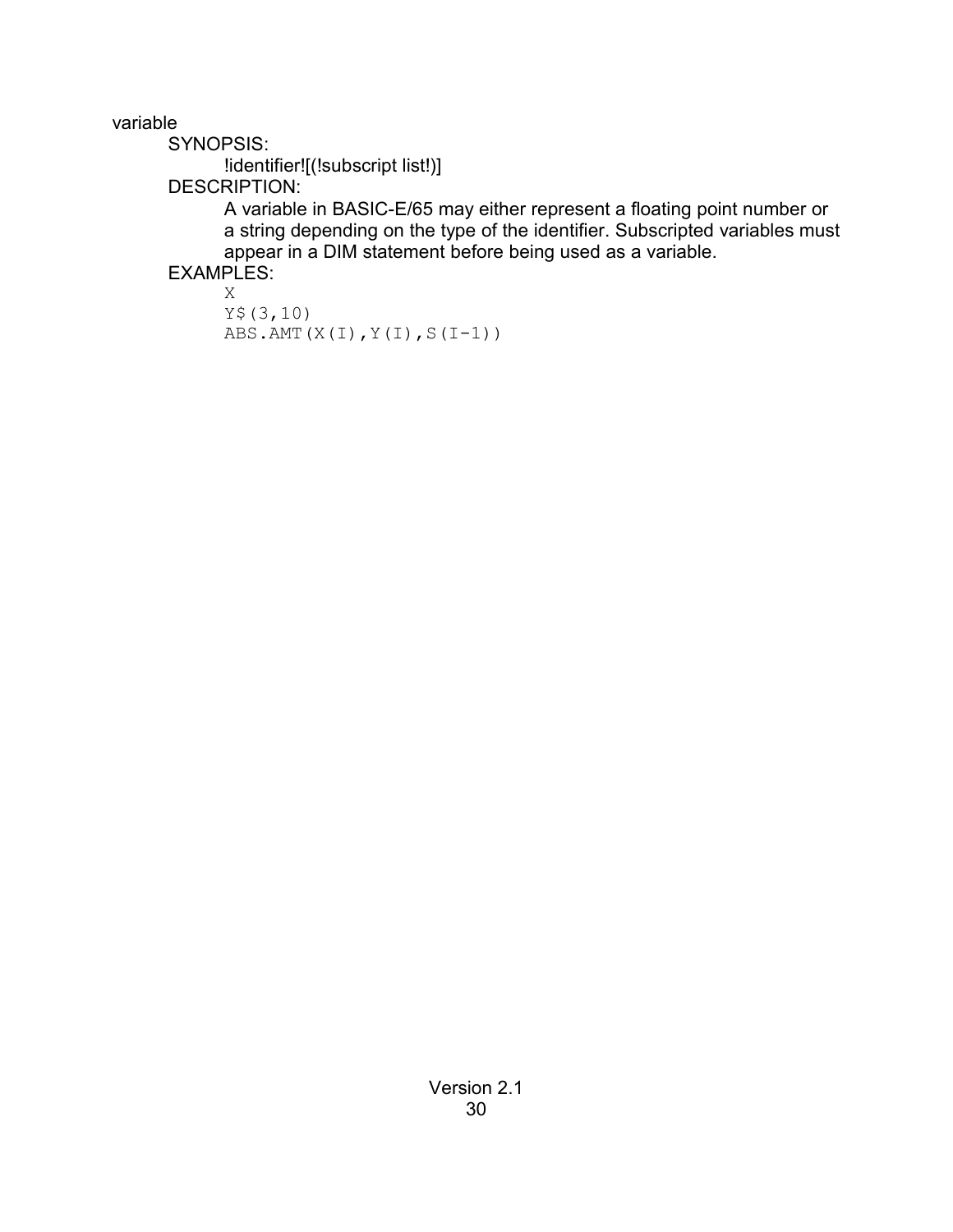variable

SYNOPSIS:

!identifier![(!subscript list!)]

DESCRIPTION:

A variable in BASIC-E/65 may either represent a floating point number or a string depending on the type of the identifier. Subscripted variables must appear in a DIM statement before being used as a variable.

EXAMPLES:

```
X
Y$(3,10)
ABS.AMT(X(I),Y(I),S(I-1))
```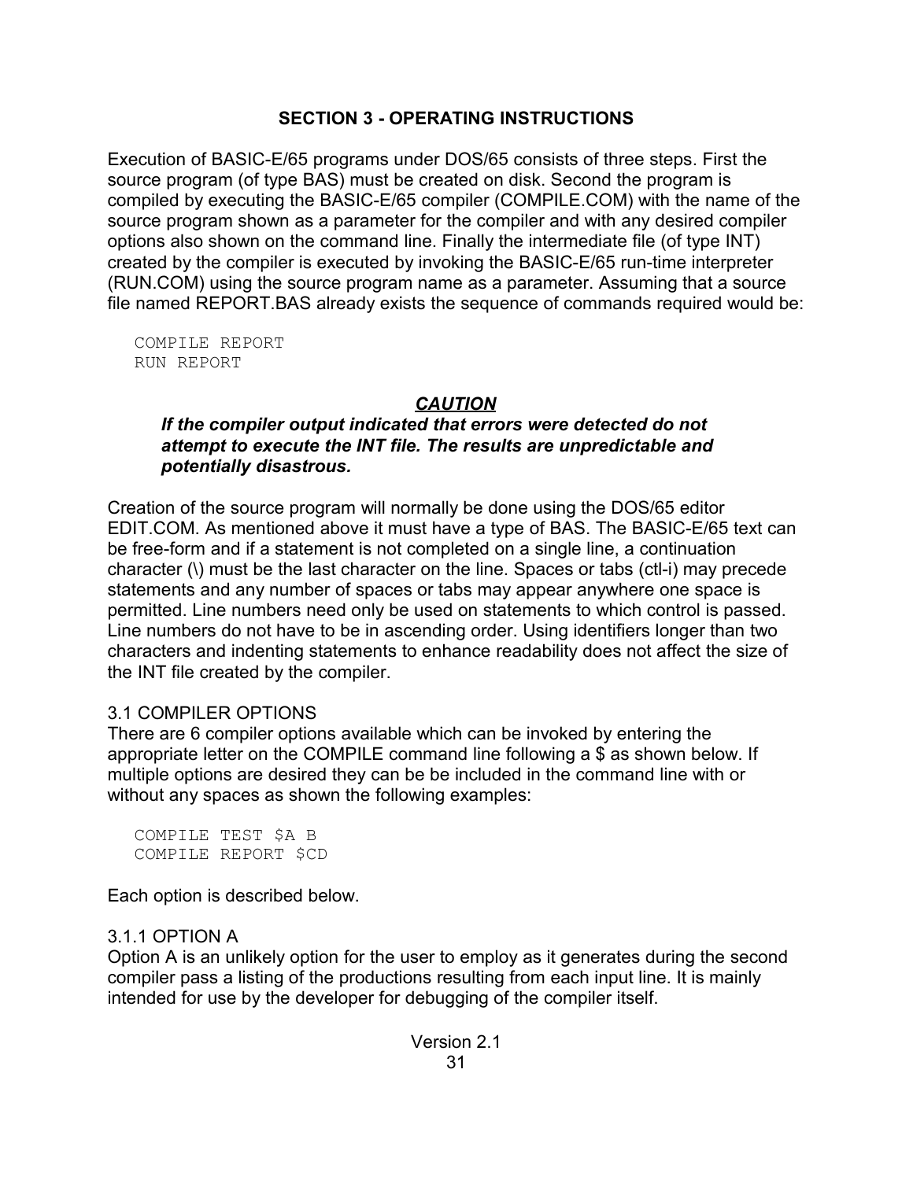## SECTION 3 - OPERATING INSTRUCTIONS

Execution of BASIC-E/65 programs under DOS/65 consists of three steps. First the source program (of type BAS) must be created on disk. Second the program is compiled by executing the BASIC-E/65 compiler (COMPILE.COM) with the name of the source program shown as a parameter for the compiler and with any desired compiler options also shown on the command line. Finally the intermediate file (of type INT) created by the compiler is executed by invoking the BASIC-E/65 run-time interpreter (RUN.COM) using the source program name as a parameter. Assuming that a source file named REPORT.BAS already exists the sequence of commands required would be:

```
COMPILE REPORT
RUN REPORT
```

***CAUTION***

***If the compiler output indicated that errors were detected do not attempt to execute the INT file. The results are unpredictable and potentially disastrous.***

Creation of the source program will normally be done using the DOS/65 editor EDIT.COM. As mentioned above it must have a type of BAS. The BASIC-E/65 text can be free-form and if a statement is not completed on a single line, a continuation character (\) must be the last character on the line. Spaces or tabs (ctl-i) may precede statements and any number of spaces or tabs may appear anywhere one space is permitted. Line numbers need only be used on statements to which control is passed. Line numbers do not have to be in ascending order. Using identifiers longer than two characters and indenting statements to enhance readability does not affect the size of the INT file created by the compiler.

### 3.1 COMPILER OPTIONS

There are 6 compiler options available which can be invoked by entering the appropriate letter on the COMPILE command line following a $ as shown below. If multiple options are desired they can be be included in the command line with or without any spaces as shown the following examples:

```
COMPILE TEST $A B
COMPILE REPORT $CD
```

Each option is described below.

#### 3.1.1 OPTION A

Option A is an unlikely option for the user to employ as it generates during the second compiler pass a listing of the productions resulting from each input line. It is mainly intended for use by the developer for debugging of the compiler itself.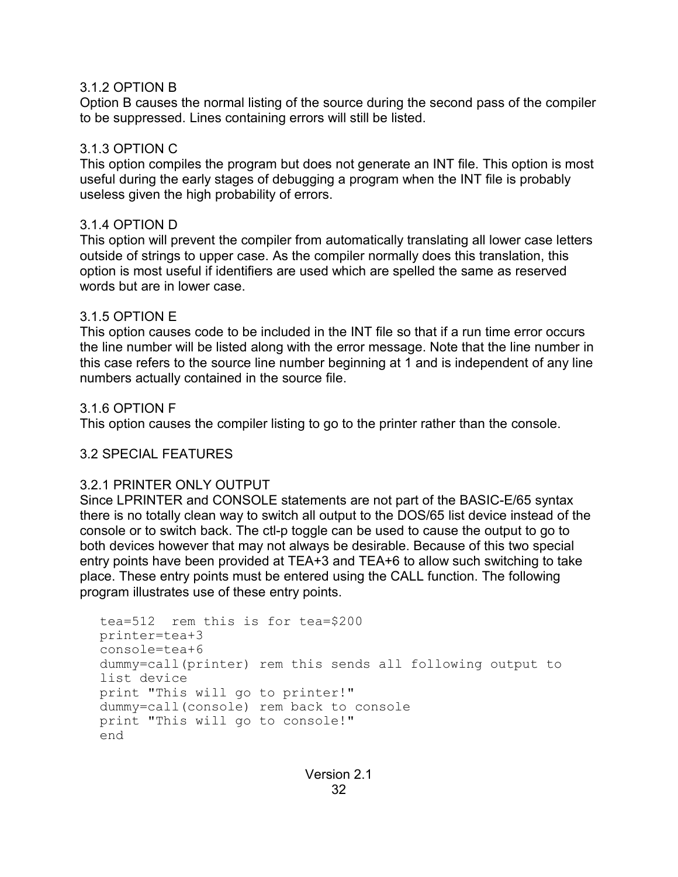### 3.1.2 OPTION B

Option B causes the normal listing of the source during the second pass of the compiler to be suppressed. Lines containing errors will still be listed.

### 3.1.3 OPTION C

This option compiles the program but does not generate an INT file. This option is most useful during the early stages of debugging a program when the INT file is probably useless given the high probability of errors.

### 3.1.4 OPTION D

This option will prevent the compiler from automatically translating all lower case letters outside of strings to upper case. As the compiler normally does this translation, this option is most useful if identifiers are used which are spelled the same as reserved words but are in lower case.

### 3.1.5 OPTION E

This option causes code to be included in the INT file so that if a run time error occurs the line number will be listed along with the error message. Note that the line number in this case refers to the source line number beginning at 1 and is independent of any line numbers actually contained in the source file.

### 3.1.6 OPTION F

This option causes the compiler listing to go to the printer rather than the console.

## 3.2 SPECIAL FEATURES

### 3.2.1 PRINTER ONLY OUTPUT

Since LPRINTER and CONSOLE statements are not part of the BASIC-E/65 syntax there is no totally clean way to switch all output to the DOS/65 list device instead of the console or to switch back. The ctl-p toggle can be used to cause the output to go to both devices however that may not always be desirable. Because of this two special entry points have been provided at TEA+3 and TEA+6 to allow such switching to take place. These entry points must be entered using the CALL function. The following program illustrates use of these entry points.

```
tea=512  rem this is for tea=$200
printer=tea+3
console=tea+6
dummy=call(printer) rem this sends all following output to
list device
print "This will go to printer!"
dummy=call(console) rem back to console
print "This will go to console!"
end
```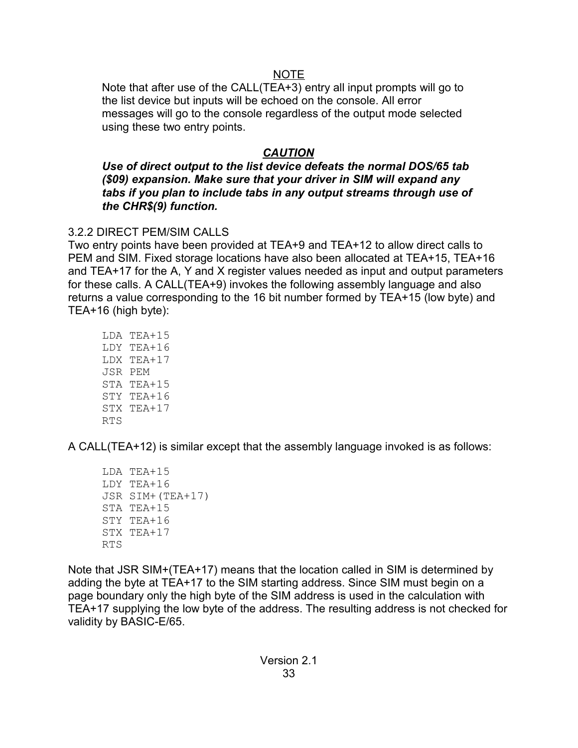<u>NOTE</u>

Note that after use of the CALL(TEA+3) entry all input prompts will go to the list device but inputs will be echoed on the console. All error messages will go to the console regardless of the output mode selected using these two entry points.

***CAUTION***

***Use of direct output to the list device defeats the normal DOS/65 tab ($09) expansion. Make sure that your driver in SIM will expand any tabs if you plan to include tabs in any output streams through use of the CHR$(9) function.***

### 3.2.2 DIRECT PEM/SIM CALLS

Two entry points have been provided at TEA+9 and TEA+12 to allow direct calls to PEM and SIM. Fixed storage locations have also been allocated at TEA+15, TEA+16 and TEA+17 for the A, Y and X register values needed as input and output parameters for these calls. A CALL(TEA+9) invokes the following assembly language and also returns a value corresponding to the 16 bit number formed by TEA+15 (low byte) and TEA+16 (high byte):

```
LDA TEA+15
LDY TEA+16
LDX TEA+17
JSR PEM
STA TEA+15
STY TEA+16
STX TEA+17
RTS
```

A CALL(TEA+12) is similar except that the assembly language invoked is as follows:

```
LDA TEA+15
LDY TEA+16
JSR SIM+(TEA+17)
STA TEA+15
STY TEA+16
STX TEA+17
RTS
```

Note that JSR SIM+(TEA+17) means that the location called in SIM is determined by adding the byte at TEA+17 to the SIM starting address. Since SIM must begin on a page boundary only the high byte of the SIM address is used in the calculation with TEA+17 supplying the low byte of the address. The resulting address is not checked for validity by BASIC-E/65.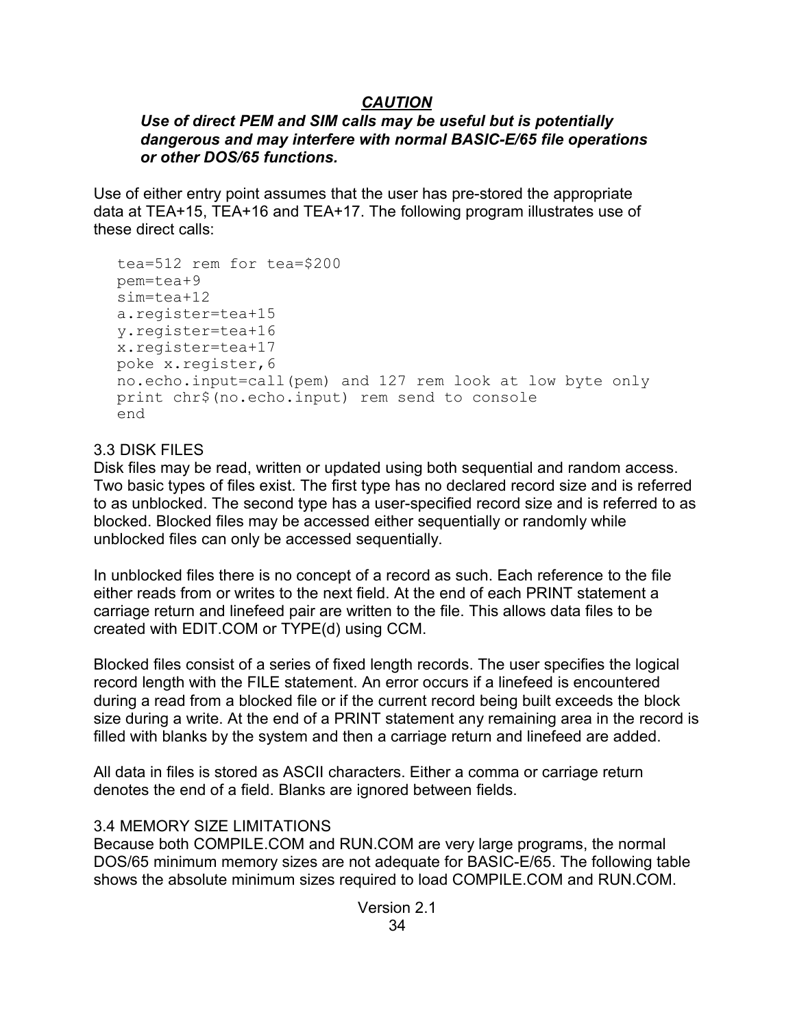***CAUTION***

***Use of direct PEM and SIM calls may be useful but is potentially dangerous and may interfere with normal BASIC-E/65 file operations or other DOS/65 functions.***

Use of either entry point assumes that the user has pre-stored the appropriate data at TEA+15, TEA+16 and TEA+17. The following program illustrates use of these direct calls:

```
tea=512 rem for tea=$200
pem=tea+9
sim=tea+12
a.register=tea+15
y.register=tea+16
x.register=tea+17
poke x.register,6
no.echo.input=call(pem) and 127 rem look at low byte only
print chr$(no.echo.input) rem send to console
end
```

## 3.3 DISK FILES

Disk files may be read, written or updated using both sequential and random access. Two basic types of files exist. The first type has no declared record size and is referred to as unblocked. The second type has a user-specified record size and is referred to as blocked. Blocked files may be accessed either sequentially or randomly while unblocked files can only be accessed sequentially.

In unblocked files there is no concept of a record as such. Each reference to the file either reads from or writes to the next field. At the end of each PRINT statement a carriage return and linefeed pair are written to the file. This allows data files to be created with EDIT.COM or TYPE(d) using CCM.

Blocked files consist of a series of fixed length records. The user specifies the logical record length with the FILE statement. An error occurs if a linefeed is encountered during a read from a blocked file or if the current record being built exceeds the block size during a write. At the end of a PRINT statement any remaining area in the record is filled with blanks by the system and then a carriage return and linefeed are added.

All data in files is stored as ASCII characters. Either a comma or carriage return denotes the end of a field. Blanks are ignored between fields.

## 3.4 MEMORY SIZE LIMITATIONS

Because both COMPILE.COM and RUN.COM are very large programs, the normal DOS/65 minimum memory sizes are not adequate for BASIC-E/65. The following table shows the absolute minimum sizes required to load COMPILE.COM and RUN.COM.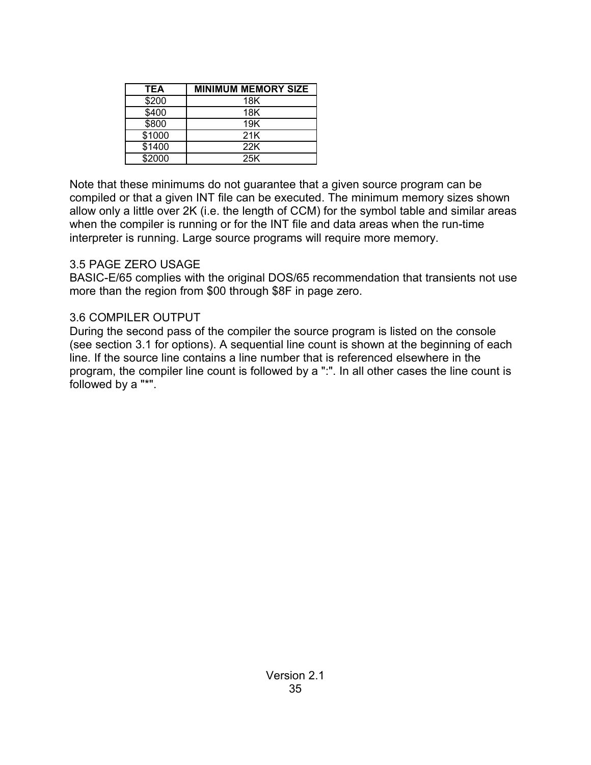| TEA | MINIMUM MEMORY SIZE |
|---|---|
| $200 | 18K |
| $400 | 18K |
| $800 | 19K |
| $1000 | 21K |
| $1400 | 22K |
| $2000 | 25K |

Note that these minimums do not guarantee that a given source program can be compiled or that a given INT file can be executed. The minimum memory sizes shown allow only a little over 2K (i.e. the length of CCM) for the symbol table and similar areas when the compiler is running or for the INT file and data areas when the run-time interpreter is running. Large source programs will require more memory.

### 3.5 PAGE ZERO USAGE

BASIC-E/65 complies with the original DOS/65 recommendation that transients not use more than the region from $00 through $8F in page zero.

### 3.6 COMPILER OUTPUT

During the second pass of the compiler the source program is listed on the console (see section 3.1 for options). A sequential line count is shown at the beginning of each line. If the source line contains a line number that is referenced elsewhere in the program, the compiler line count is followed by a ":". In all other cases the line count is followed by a "*".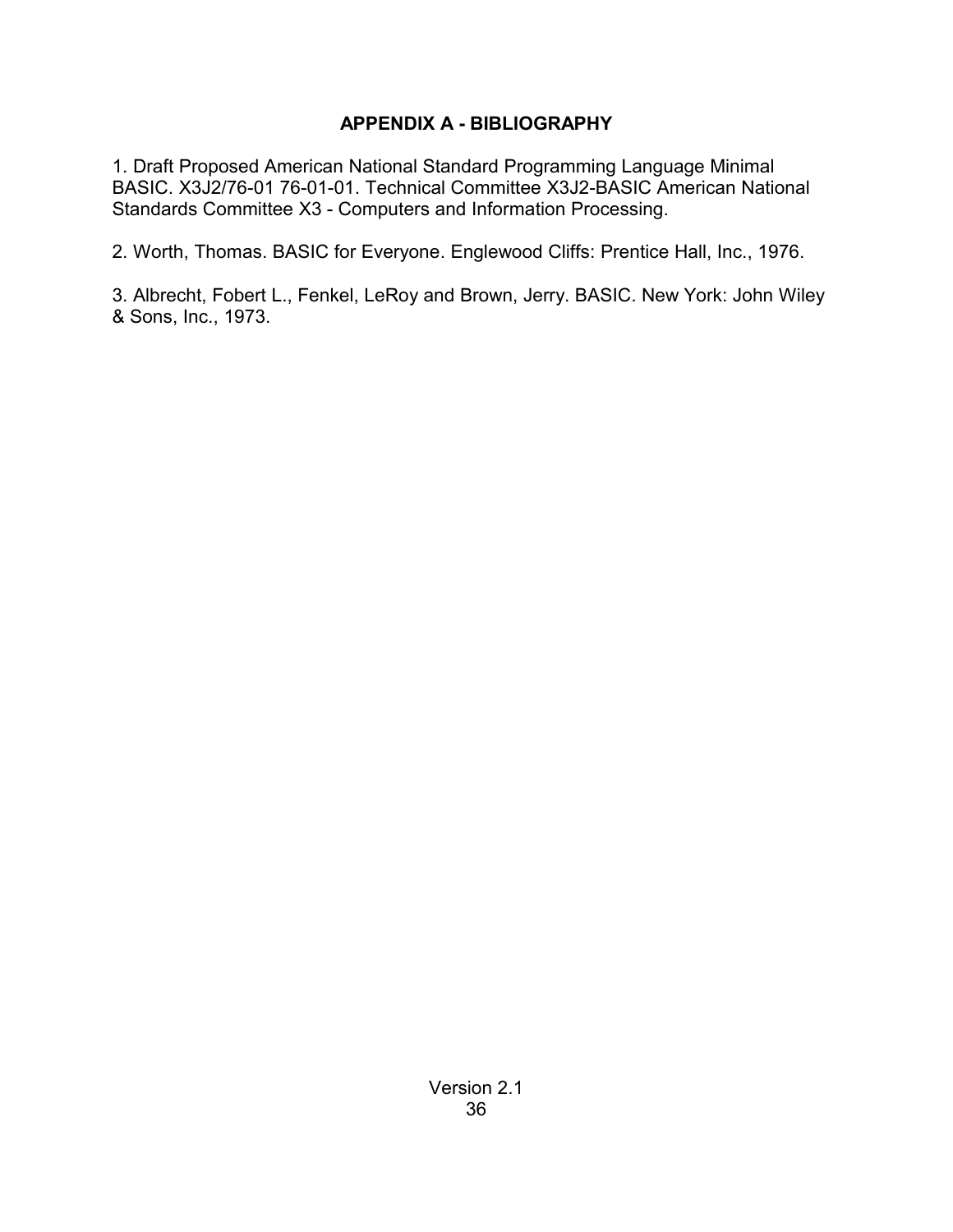## APPENDIX A - BIBLIOGRAPHY

1. Draft Proposed American National Standard Programming Language Minimal BASIC. X3J2/76-01 76-01-01. Technical Committee X3J2-BASIC American National Standards Committee X3 - Computers and Information Processing.

2. Worth, Thomas. BASIC for Everyone. Englewood Cliffs: Prentice Hall, Inc., 1976.

3. Albrecht, Fobert L., Fenkel, LeRoy and Brown, Jerry. BASIC. New York: John Wiley & Sons, Inc., 1973.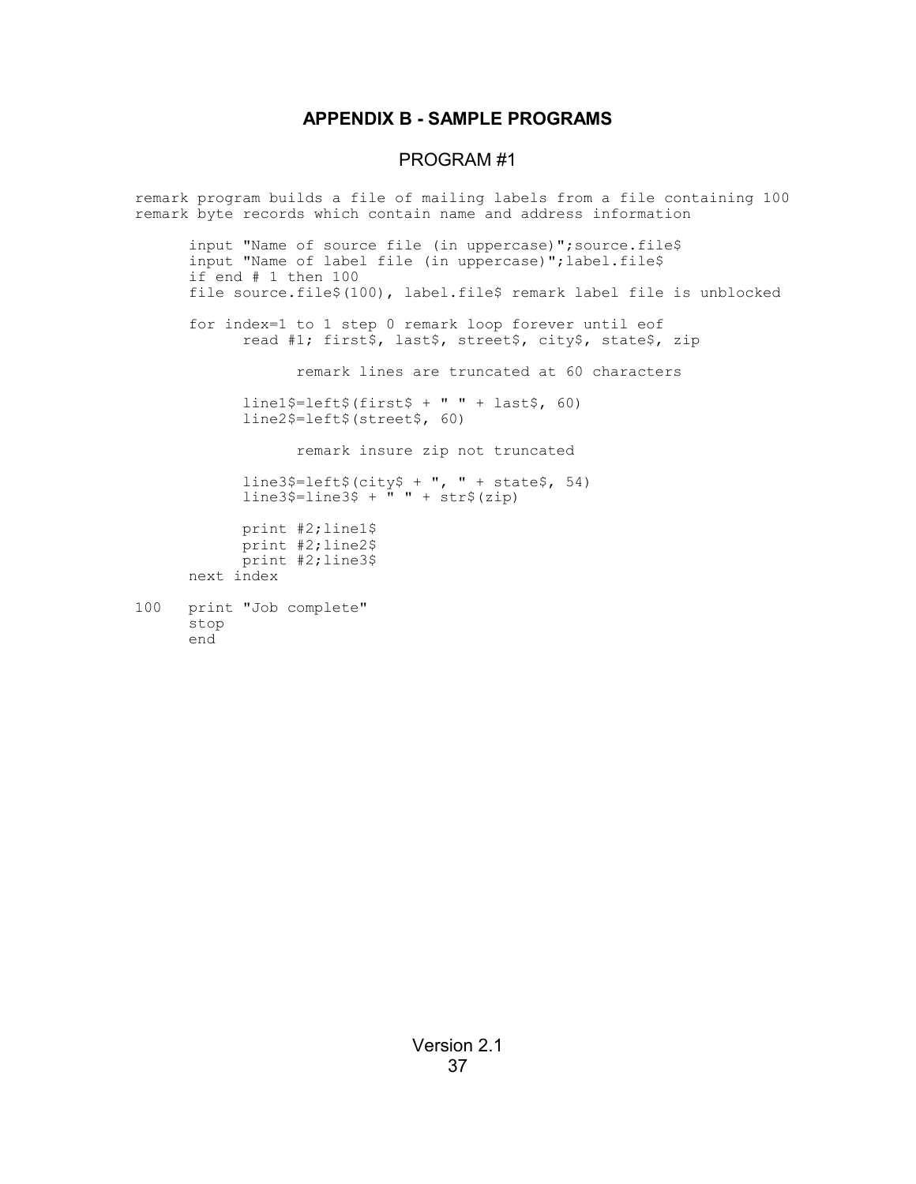## APPENDIX B - SAMPLE PROGRAMS

### PROGRAM #1

```
remark program builds a file of mailing labels from a file containing 100
remark byte records which contain name and address information

      input "Name of source file (in uppercase)";source.file$
      input "Name of label file (in uppercase)";label.file$
      if end # 1 then 100
      file source.file$(100), label.file$ remark label file is unblocked

      for index=1 to 1 step 0 remark loop forever until eof
            read #1; first$, last$, street$, city$, state$, zip

                  remark lines are truncated at 60 characters

            line1$=left$(first$ + " " + last$, 60)
            line2$=left$(street$, 60)

                  remark insure zip not truncated

            line3$=left$(city$ + ", " + state$, 54)
            line3$=line3$ + " " + str$(zip)

            print #2;line1$
            print #2;line2$
            print #2;line3$
      next index

100   print "Job complete"
      stop
      end
```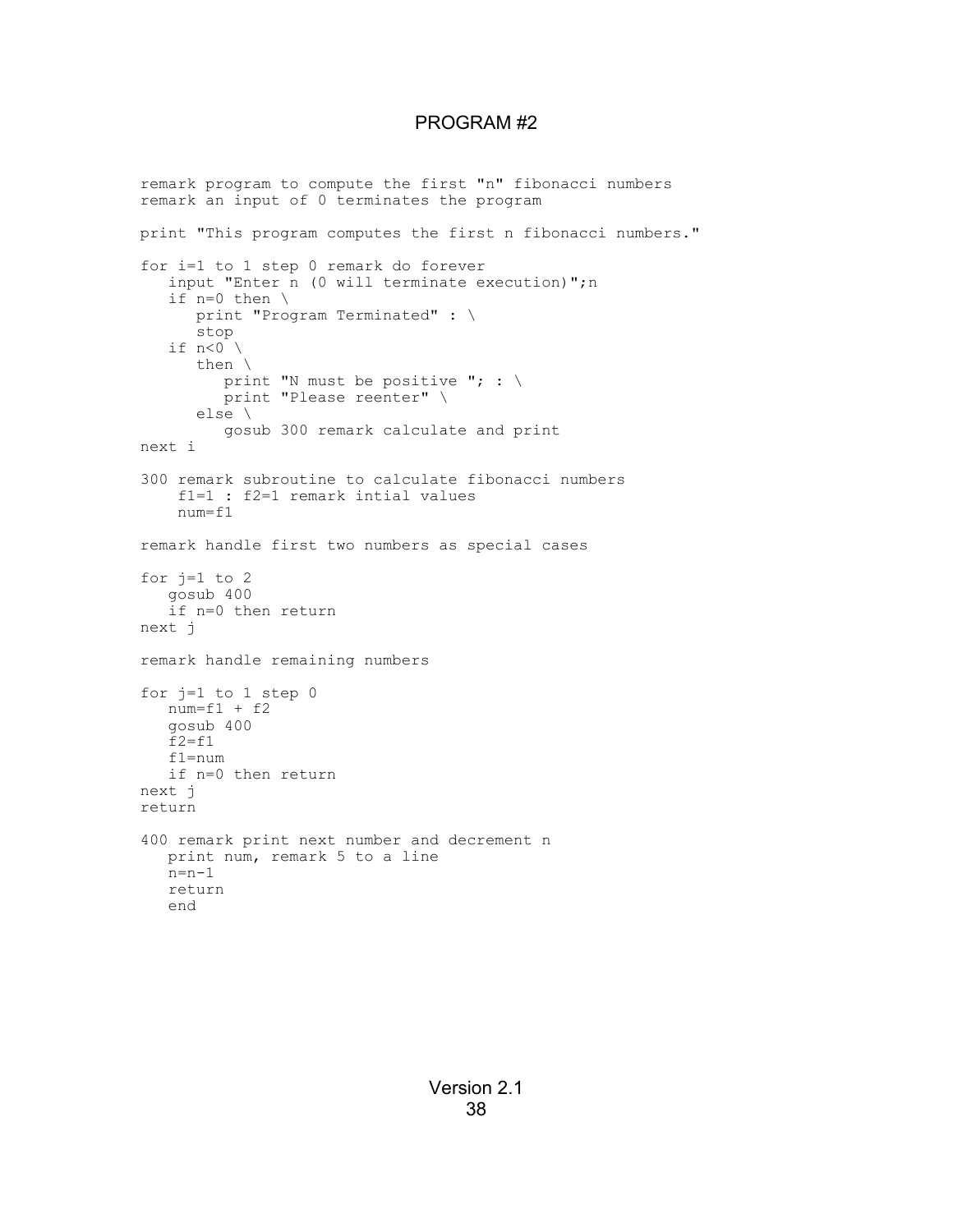# PROGRAM #2

```
remark program to compute the first "n" fibonacci numbers
remark an input of 0 terminates the program

print "This program computes the first n fibonacci numbers."

for i=1 to 1 step 0 remark do forever
   input "Enter n (0 will terminate execution)";n
   if n=0 then \
      print "Program Terminated" : \
      stop
   if n<0 \
      then \
         print "N must be positive "; : \
         print "Please reenter" \
      else \
         gosub 300 remark calculate and print
next i

300 remark subroutine to calculate fibonacci numbers
    f1=1 : f2=1 remark intial values
    num=f1

remark handle first two numbers as special cases

for j=1 to 2
   gosub 400
   if n=0 then return
next j

remark handle remaining numbers

for j=1 to 1 step 0
   num=f1 + f2
   gosub 400
   f2=f1
   f1=num
   if n=0 then return
next j
return

400 remark print next number and decrement n
   print num, remark 5 to a line
   n=n-1
   return
   end
```

Version 2.1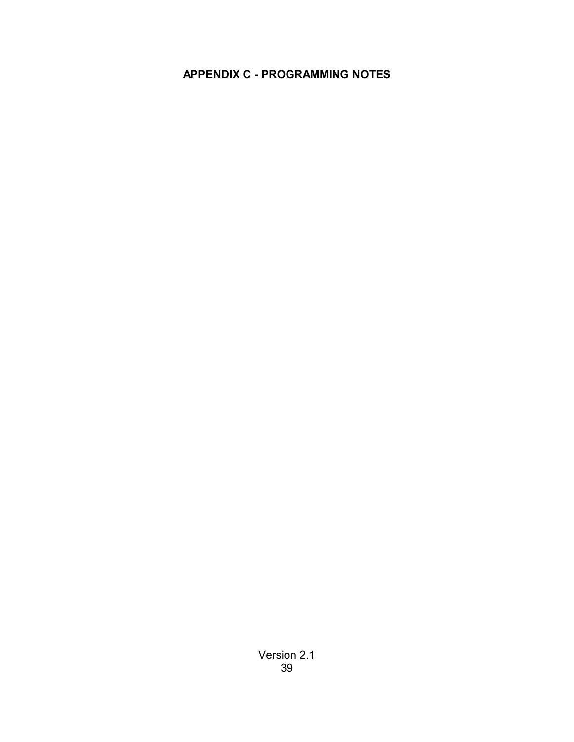# APPENDIX C - PROGRAMMING NOTES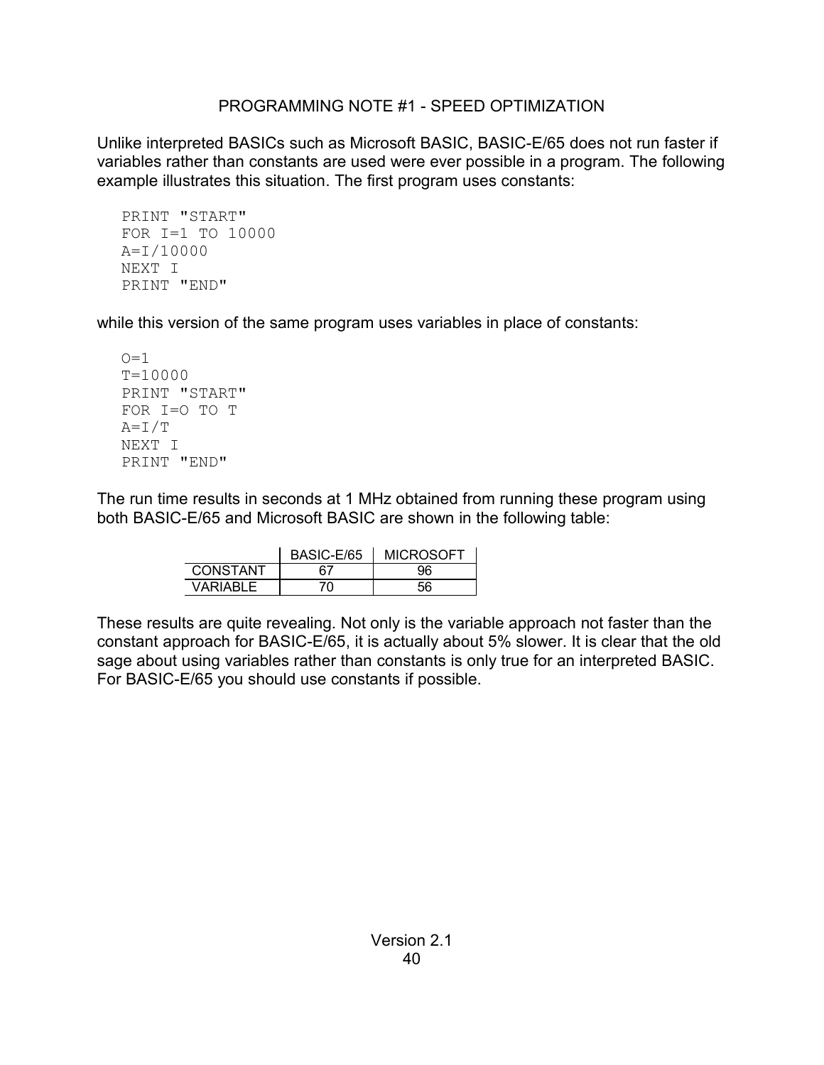## PROGRAMMING NOTE #1 - SPEED OPTIMIZATION

Unlike interpreted BASICs such as Microsoft BASIC, BASIC-E/65 does not run faster if variables rather than constants are used were ever possible in a program. The following example illustrates this situation. The first program uses constants:

```
PRINT "START"
FOR I=1 TO 10000
A=I/10000
NEXT I
PRINT "END"
```

while this version of the same program uses variables in place of constants:

```
O=1
T=10000
PRINT "START"
FOR I=O TO T
A=I/T
NEXT I
PRINT "END"
```

The run time results in seconds at 1 MHz obtained from running these program using both BASIC-E/65 and Microsoft BASIC are shown in the following table:

| | BASIC-E/65 | MICROSOFT |
|---|---|---|
| CONSTANT | 67 | 96 |
| VARIABLE | 70 | 56 |

These results are quite revealing. Not only is the variable approach not faster than the constant approach for BASIC-E/65, it is actually about 5% slower. It is clear that the old sage about using variables rather than constants is only true for an interpreted BASIC. For BASIC-E/65 you should use constants if possible.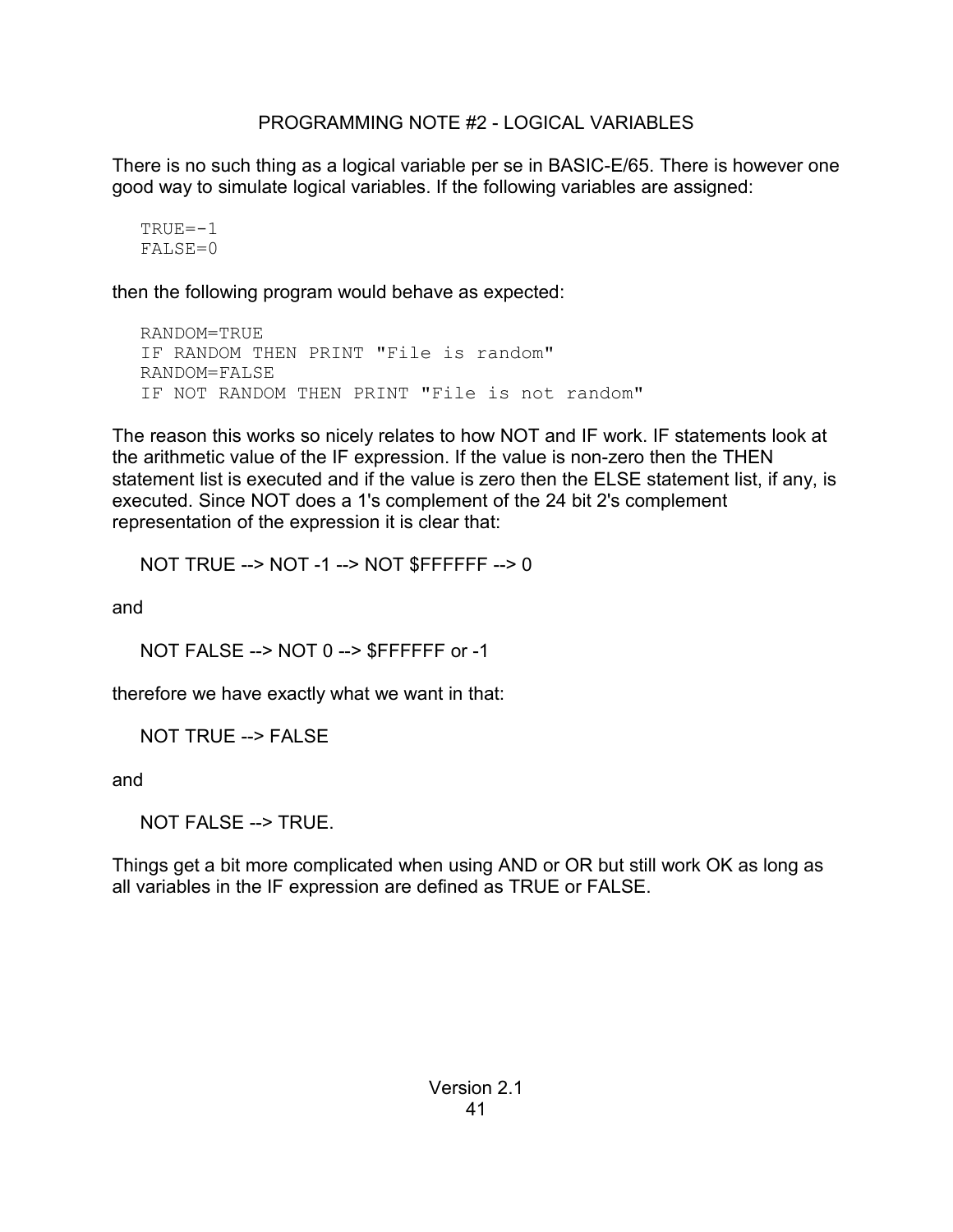## PROGRAMMING NOTE #2 - LOGICAL VARIABLES

There is no such thing as a logical variable per se in BASIC-E/65. There is however one good way to simulate logical variables. If the following variables are assigned:

```
TRUE=-1
FALSE=0
```

then the following program would behave as expected:

```
RANDOM=TRUE
IF RANDOM THEN PRINT "File is random"
RANDOM=FALSE
IF NOT RANDOM THEN PRINT "File is not random"
```

The reason this works so nicely relates to how NOT and IF work. IF statements look at the arithmetic value of the IF expression. If the value is non-zero then the THEN statement list is executed and if the value is zero then the ELSE statement list, if any, is executed. Since NOT does a 1's complement of the 24 bit 2's complement representation of the expression it is clear that:

NOT TRUE --> NOT -1 --> NOT $FFFFFF --> 0

and

NOT FALSE --> NOT 0 --> $FFFFFF or -1

therefore we have exactly what we want in that:

NOT TRUE --> FALSE

and

NOT FALSE --> TRUE.

Things get a bit more complicated when using AND or OR but still work OK as long as all variables in the IF expression are defined as TRUE or FALSE.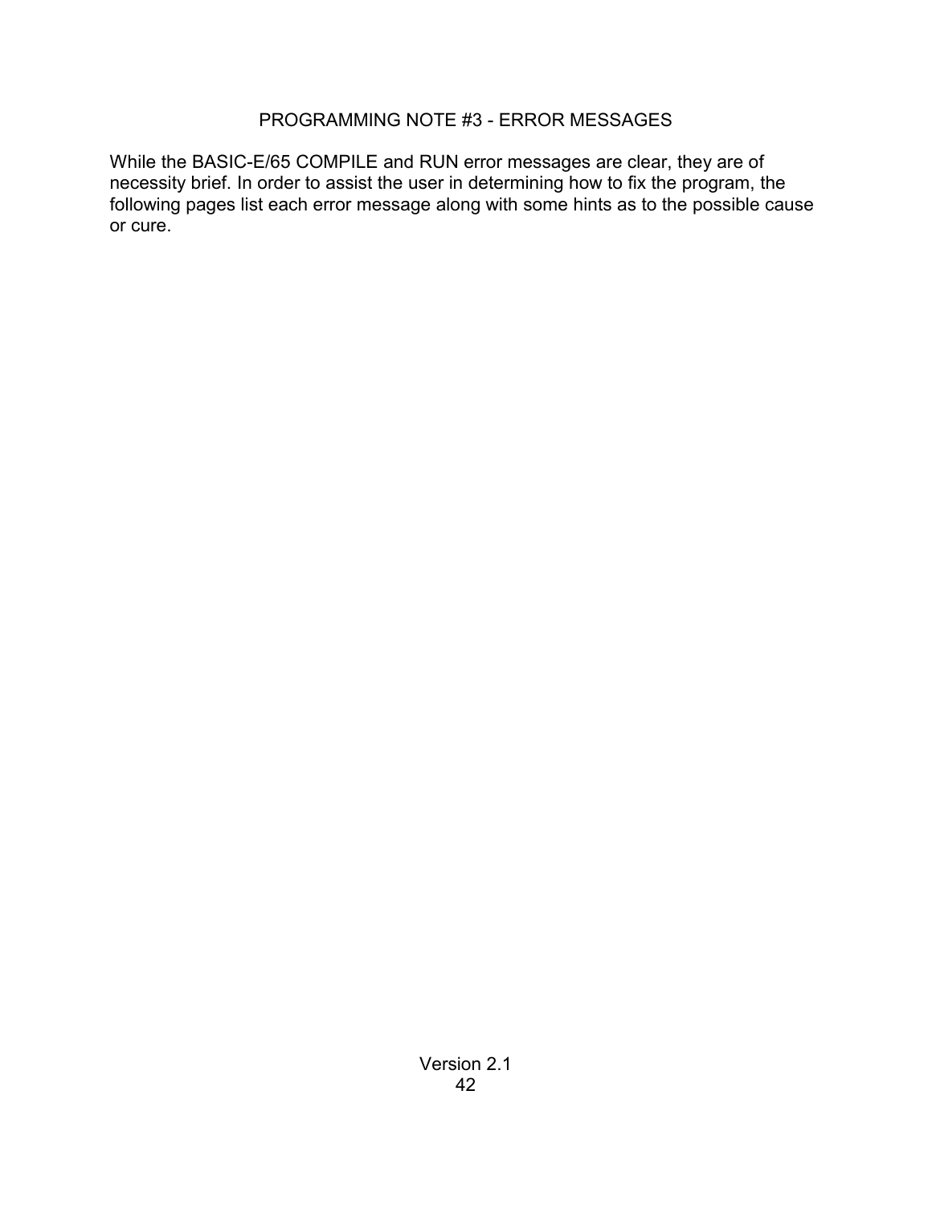## PROGRAMMING NOTE #3 - ERROR MESSAGES

While the BASIC-E/65 COMPILE and RUN error messages are clear, they are of necessity brief. In order to assist the user in determining how to fix the program, the following pages list each error message along with some hints as to the possible cause or cure.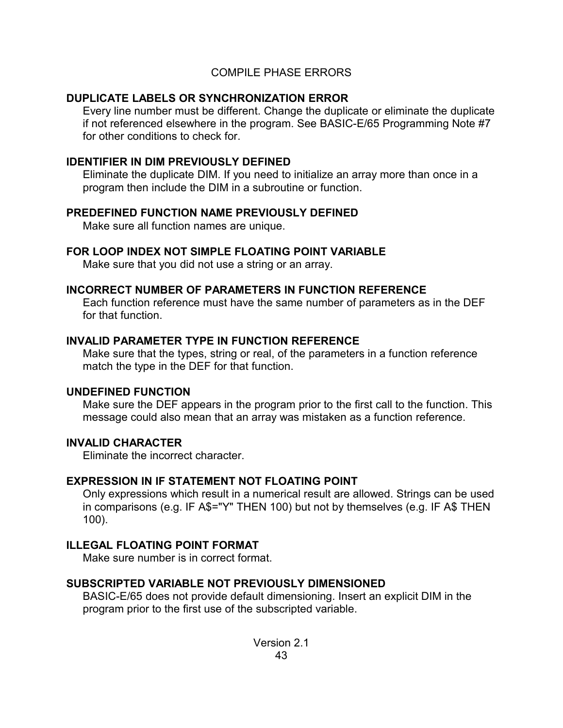## COMPILE PHASE ERRORS

**DUPLICATE LABELS OR SYNCHRONIZATION ERROR**
Every line number must be different. Change the duplicate or eliminate the duplicate if not referenced elsewhere in the program. See BASIC-E/65 Programming Note #7 for other conditions to check for.

**IDENTIFIER IN DIM PREVIOUSLY DEFINED**
Eliminate the duplicate DIM. If you need to initialize an array more than once in a program then include the DIM in a subroutine or function.

**PREDEFINED FUNCTION NAME PREVIOUSLY DEFINED**
Make sure all function names are unique.

**FOR LOOP INDEX NOT SIMPLE FLOATING POINT VARIABLE**
Make sure that you did not use a string or an array.

**INCORRECT NUMBER OF PARAMETERS IN FUNCTION REFERENCE**
Each function reference must have the same number of parameters as in the DEF for that function.

**INVALID PARAMETER TYPE IN FUNCTION REFERENCE**
Make sure that the types, string or real, of the parameters in a function reference match the type in the DEF for that function.

**UNDEFINED FUNCTION**
Make sure the DEF appears in the program prior to the first call to the function. This message could also mean that an array was mistaken as a function reference.

**INVALID CHARACTER**
Eliminate the incorrect character.

**EXPRESSION IN IF STATEMENT NOT FLOATING POINT**
Only expressions which result in a numerical result are allowed. Strings can be used in comparisons (e.g. IF A$="Y" THEN 100) but not by themselves (e.g. IF A$ THEN 100).

**ILLEGAL FLOATING POINT FORMAT**
Make sure number is in correct format.

**SUBSCRIPTED VARIABLE NOT PREVIOUSLY DIMENSIONED**
BASIC-E/65 does not provide default dimensioning. Insert an explicit DIM in the program prior to the first use of the subscripted variable.

Version 2.1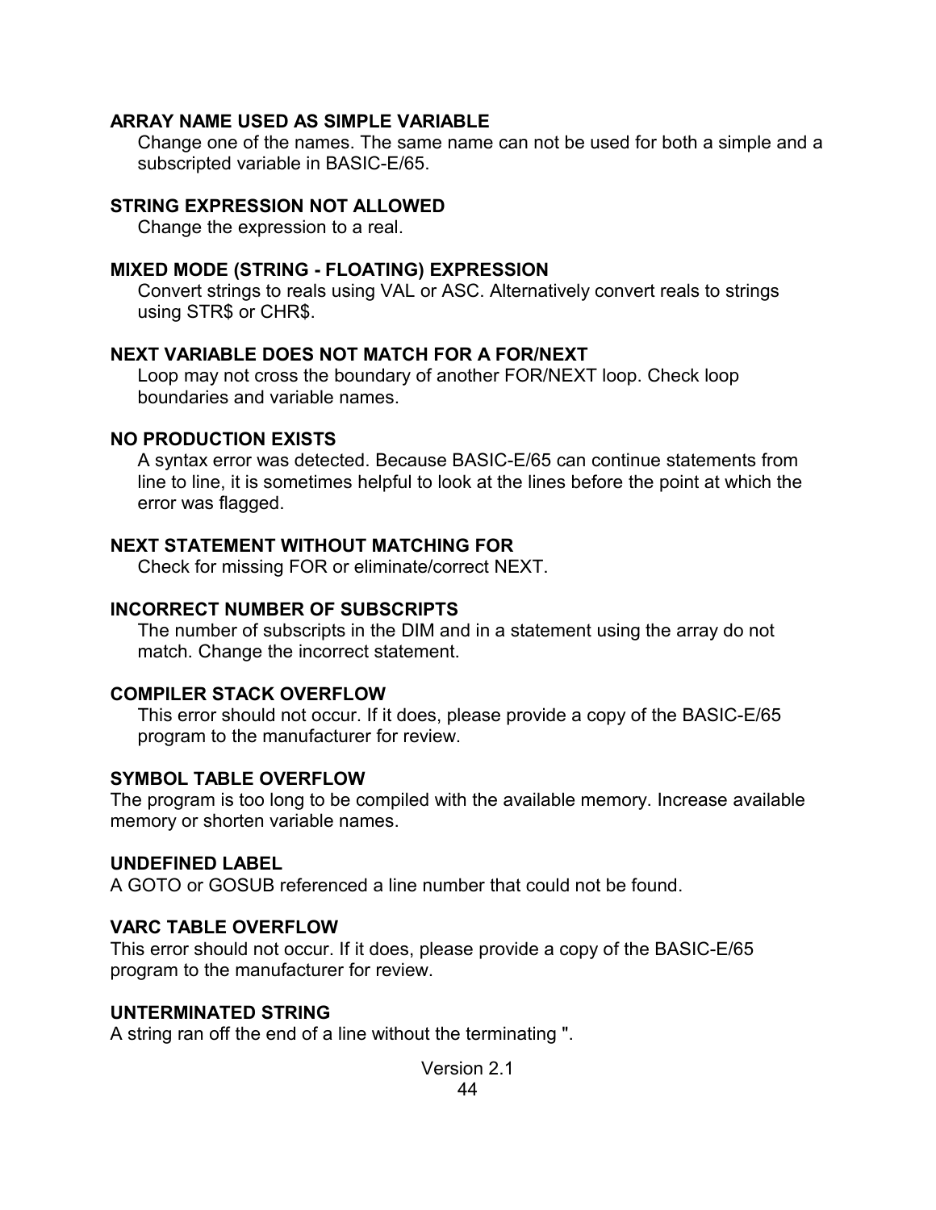**ARRAY NAME USED AS SIMPLE VARIABLE**

Change one of the names. The same name can not be used for both a simple and a subscripted variable in BASIC-E/65.

**STRING EXPRESSION NOT ALLOWED**

Change the expression to a real.

**MIXED MODE (STRING - FLOATING) EXPRESSION**

Convert strings to reals using VAL or ASC. Alternatively convert reals to strings using STR$ or CHR$.

**NEXT VARIABLE DOES NOT MATCH FOR A FOR/NEXT**

Loop may not cross the boundary of another FOR/NEXT loop. Check loop boundaries and variable names.

**NO PRODUCTION EXISTS**

A syntax error was detected. Because BASIC-E/65 can continue statements from line to line, it is sometimes helpful to look at the lines before the point at which the error was flagged.

**NEXT STATEMENT WITHOUT MATCHING FOR**

Check for missing FOR or eliminate/correct NEXT.

**INCORRECT NUMBER OF SUBSCRIPTS**

The number of subscripts in the DIM and in a statement using the array do not match. Change the incorrect statement.

**COMPILER STACK OVERFLOW**

This error should not occur. If it does, please provide a copy of the BASIC-E/65 program to the manufacturer for review.

**SYMBOL TABLE OVERFLOW**

The program is too long to be compiled with the available memory. Increase available memory or shorten variable names.

**UNDEFINED LABEL**

A GOTO or GOSUB referenced a line number that could not be found.

**VARC TABLE OVERFLOW**

This error should not occur. If it does, please provide a copy of the BASIC-E/65 program to the manufacturer for review.

**UNTERMINATED STRING**

A string ran off the end of a line without the terminating ".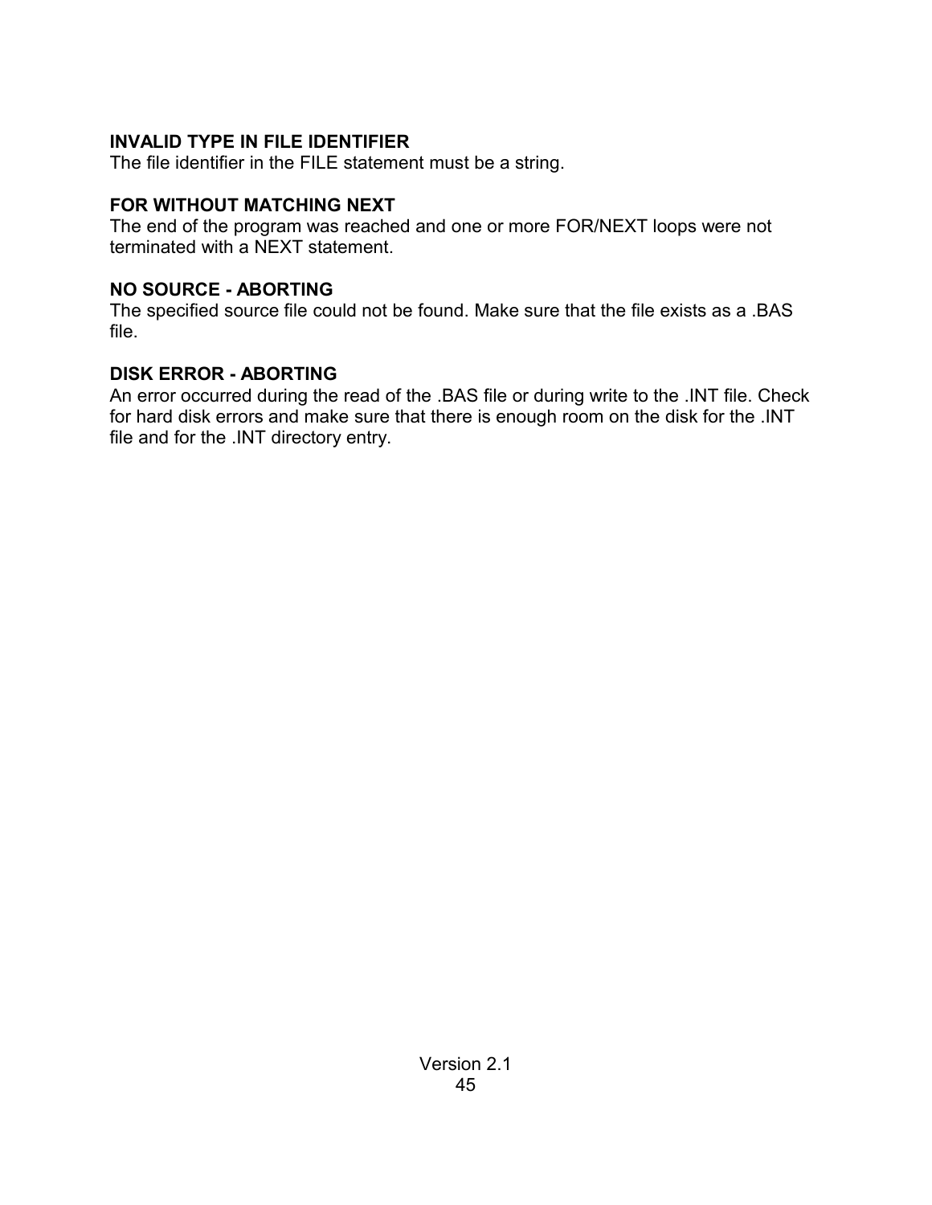**INVALID TYPE IN FILE IDENTIFIER**
The file identifier in the FILE statement must be a string.

**FOR WITHOUT MATCHING NEXT**
The end of the program was reached and one or more FOR/NEXT loops were not terminated with a NEXT statement.

**NO SOURCE - ABORTING**
The specified source file could not be found. Make sure that the file exists as a .BAS file.

**DISK ERROR - ABORTING**
An error occurred during the read of the .BAS file or during write to the .INT file. Check for hard disk errors and make sure that there is enough room on the disk for the .INT file and for the .INT directory entry.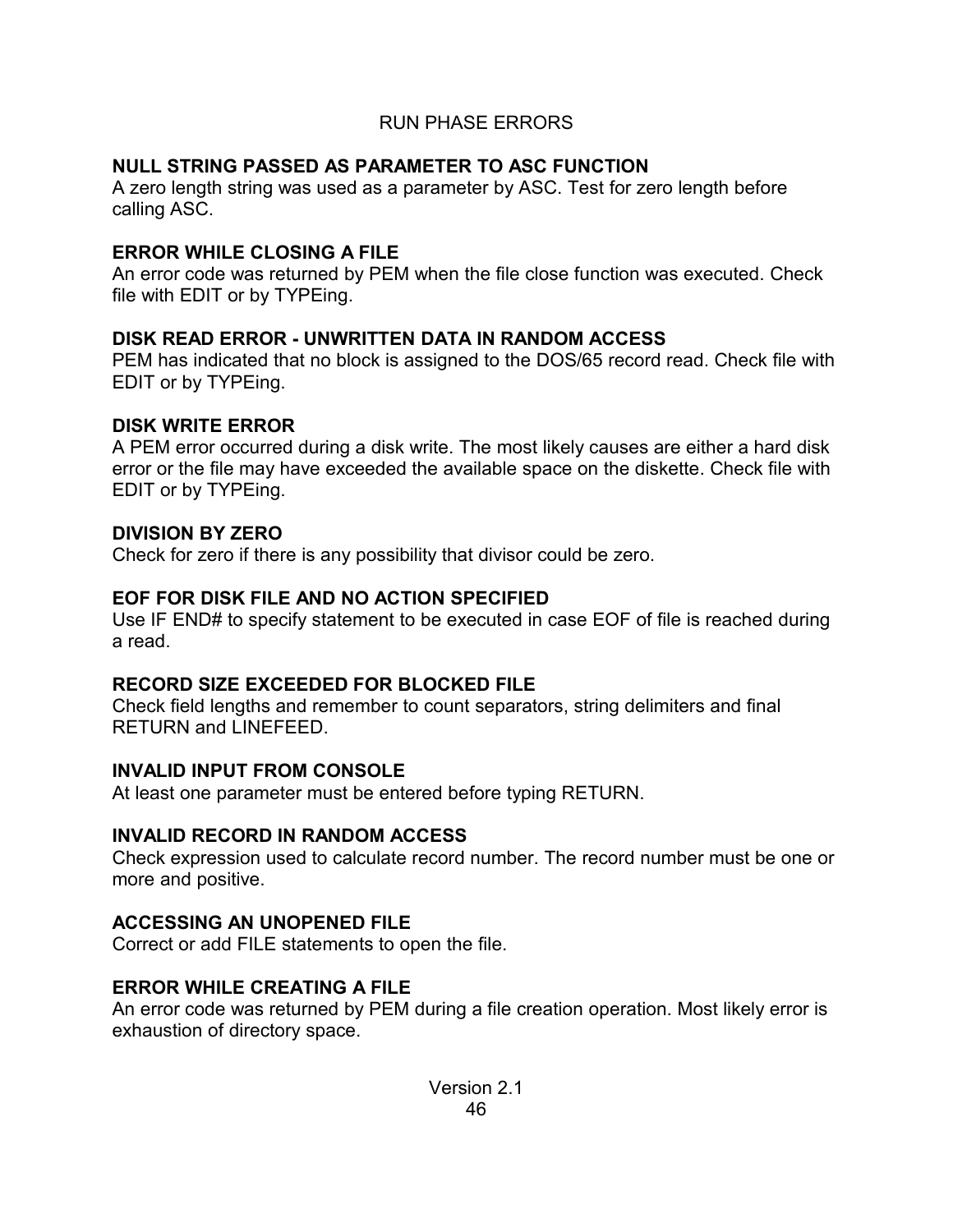## RUN PHASE ERRORS

### NULL STRING PASSED AS PARAMETER TO ASC FUNCTION

A zero length string was used as a parameter by ASC. Test for zero length before calling ASC.

### ERROR WHILE CLOSING A FILE

An error code was returned by PEM when the file close function was executed. Check file with EDIT or by TYPEing.

### DISK READ ERROR - UNWRITTEN DATA IN RANDOM ACCESS

PEM has indicated that no block is assigned to the DOS/65 record read. Check file with EDIT or by TYPEing.

### DISK WRITE ERROR

A PEM error occurred during a disk write. The most likely causes are either a hard disk error or the file may have exceeded the available space on the diskette. Check file with EDIT or by TYPEing.

### DIVISION BY ZERO

Check for zero if there is any possibility that divisor could be zero.

### EOF FOR DISK FILE AND NO ACTION SPECIFIED

Use IF END# to specify statement to be executed in case EOF of file is reached during a read.

### RECORD SIZE EXCEEDED FOR BLOCKED FILE

Check field lengths and remember to count separators, string delimiters and final RETURN and LINEFEED.

### INVALID INPUT FROM CONSOLE

At least one parameter must be entered before typing RETURN.

### INVALID RECORD IN RANDOM ACCESS

Check expression used to calculate record number. The record number must be one or more and positive.

### ACCESSING AN UNOPENED FILE

Correct or add FILE statements to open the file.

### ERROR WHILE CREATING A FILE

An error code was returned by PEM during a file creation operation. Most likely error is exhaustion of directory space.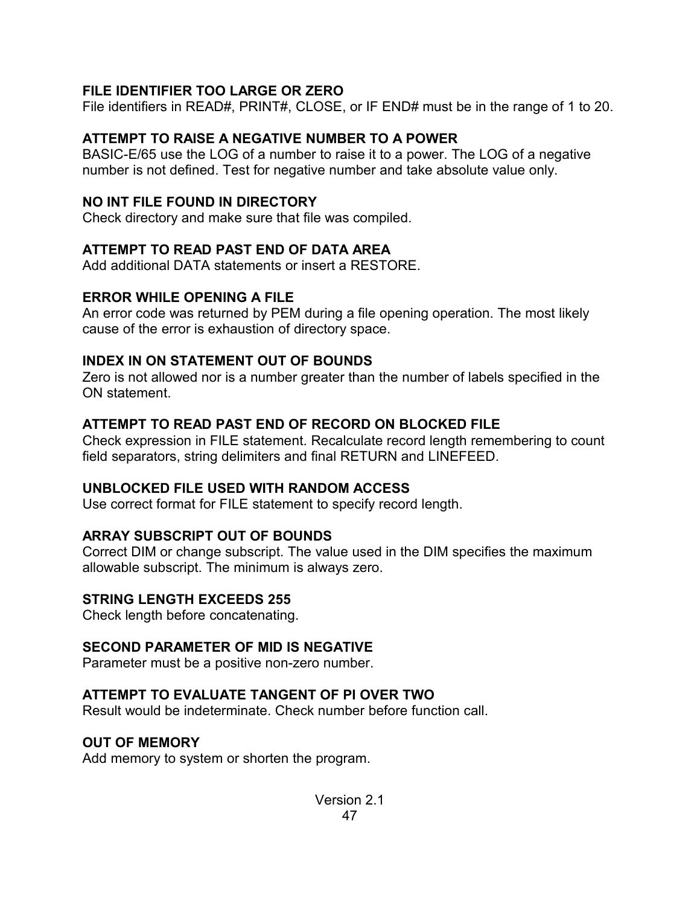**FILE IDENTIFIER TOO LARGE OR ZERO**
File identifiers in READ#, PRINT#, CLOSE, or IF END# must be in the range of 1 to 20.

**ATTEMPT TO RAISE A NEGATIVE NUMBER TO A POWER**
BASIC-E/65 use the LOG of a number to raise it to a power. The LOG of a negative number is not defined. Test for negative number and take absolute value only.

**NO INT FILE FOUND IN DIRECTORY**
Check directory and make sure that file was compiled.

**ATTEMPT TO READ PAST END OF DATA AREA**
Add additional DATA statements or insert a RESTORE.

**ERROR WHILE OPENING A FILE**
An error code was returned by PEM during a file opening operation. The most likely cause of the error is exhaustion of directory space.

**INDEX IN ON STATEMENT OUT OF BOUNDS**
Zero is not allowed nor is a number greater than the number of labels specified in the ON statement.

**ATTEMPT TO READ PAST END OF RECORD ON BLOCKED FILE**
Check expression in FILE statement. Recalculate record length remembering to count field separators, string delimiters and final RETURN and LINEFEED.

**UNBLOCKED FILE USED WITH RANDOM ACCESS**
Use correct format for FILE statement to specify record length.

**ARRAY SUBSCRIPT OUT OF BOUNDS**
Correct DIM or change subscript. The value used in the DIM specifies the maximum allowable subscript. The minimum is always zero.

**STRING LENGTH EXCEEDS 255**
Check length before concatenating.

**SECOND PARAMETER OF MID IS NEGATIVE**
Parameter must be a positive non-zero number.

**ATTEMPT TO EVALUATE TANGENT OF PI OVER TWO**
Result would be indeterminate. Check number before function call.

**OUT OF MEMORY**
Add memory to system or shorten the program.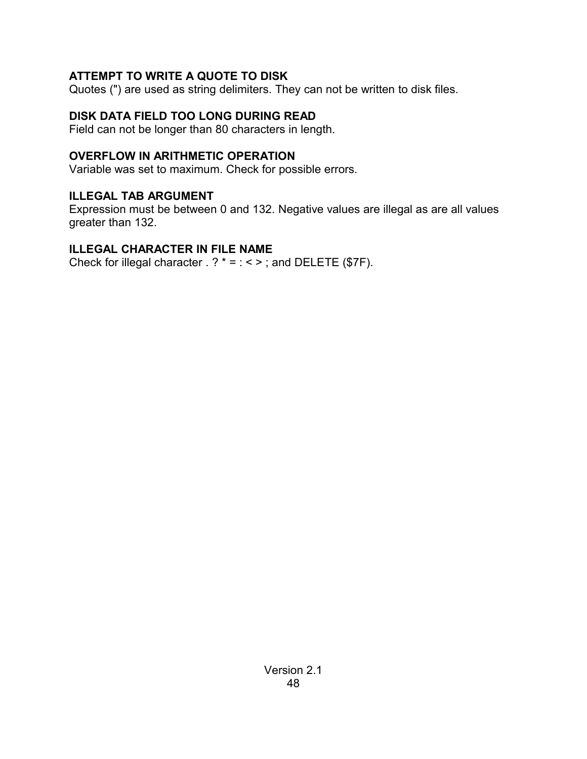**ATTEMPT TO WRITE A QUOTE TO DISK**
Quotes (") are used as string delimiters. They can not be written to disk files.

**DISK DATA FIELD TOO LONG DURING READ**
Field can not be longer than 80 characters in length.

**OVERFLOW IN ARITHMETIC OPERATION**
Variable was set to maximum. Check for possible errors.

**ILLEGAL TAB ARGUMENT**
Expression must be between 0 and 132. Negative values are illegal as are all values greater than 132.

**ILLEGAL CHARACTER IN FILE NAME**
Check for illegal character . ? * = : < > ; and DELETE ($7F).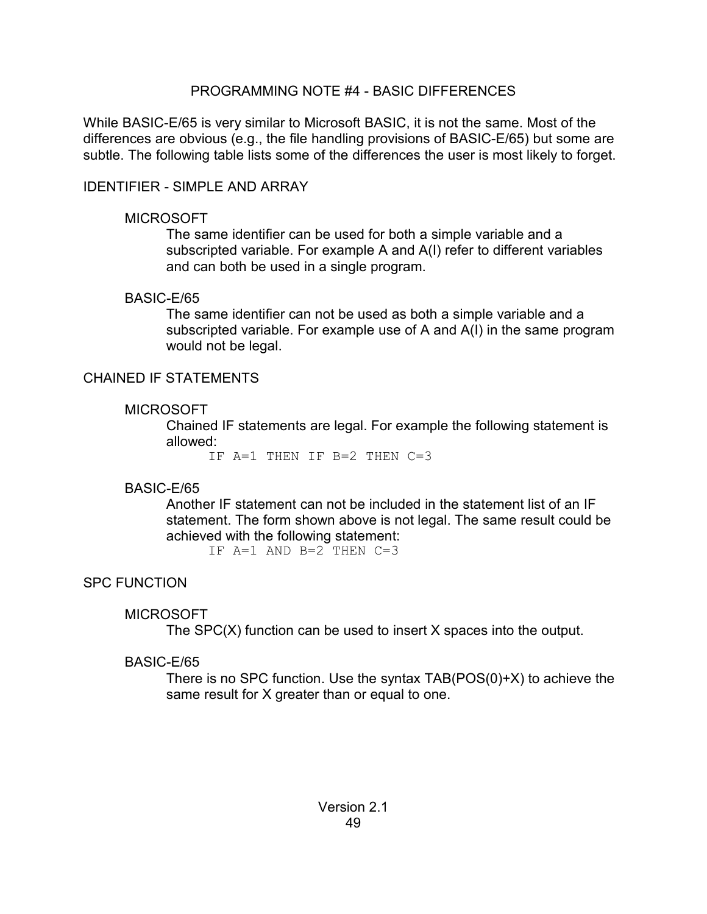## PROGRAMMING NOTE #4 - BASIC DIFFERENCES

While BASIC-E/65 is very similar to Microsoft BASIC, it is not the same. Most of the differences are obvious (e.g., the file handling provisions of BASIC-E/65) but some are subtle. The following table lists some of the differences the user is most likely to forget.

### IDENTIFIER - SIMPLE AND ARRAY

**MICROSOFT**

The same identifier can be used for both a simple variable and a subscripted variable. For example A and A(I) refer to different variables and can both be used in a single program.

**BASIC-E/65**

The same identifier can not be used as both a simple variable and a subscripted variable. For example use of A and A(I) in the same program would not be legal.

### CHAINED IF STATEMENTS

**MICROSOFT**

Chained IF statements are legal. For example the following statement is allowed:

```
IF A=1 THEN IF B=2 THEN C=3
```

**BASIC-E/65**

Another IF statement can not be included in the statement list of an IF statement. The form shown above is not legal. The same result could be achieved with the following statement:

```
IF A=1 AND B=2 THEN C=3
```

### SPC FUNCTION

**MICROSOFT**

The SPC(X) function can be used to insert X spaces into the output.

**BASIC-E/65**

There is no SPC function. Use the syntax TAB(POS(0)+X) to achieve the same result for X greater than or equal to one.

Version 2.1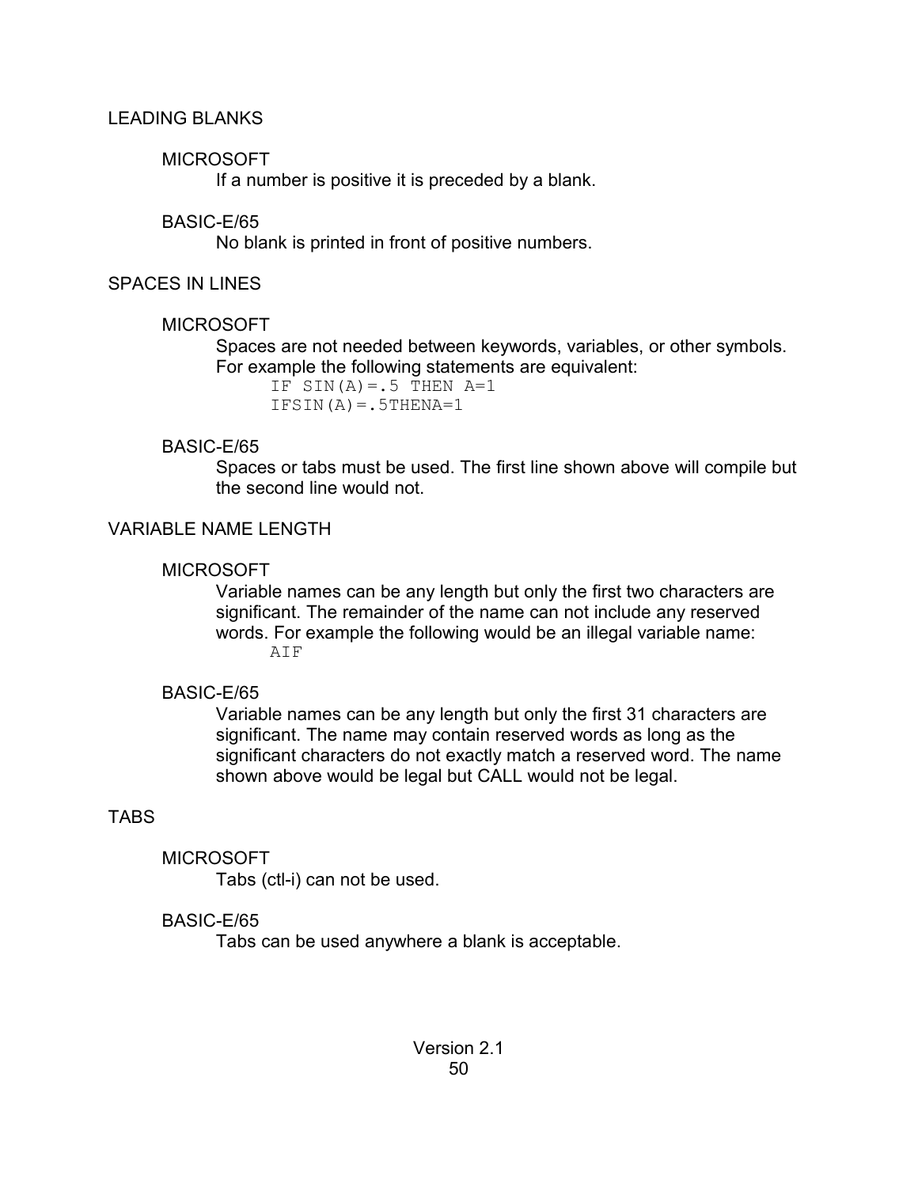## LEADING BLANKS

### MICROSOFT

If a number is positive it is preceded by a blank.

### BASIC-E/65

No blank is printed in front of positive numbers.

## SPACES IN LINES

### MICROSOFT

Spaces are not needed between keywords, variables, or other symbols. For example the following statements are equivalent:

```
IF SIN(A)=.5 THEN A=1
IFSIN(A)=.5THENA=1
```

### BASIC-E/65

Spaces or tabs must be used. The first line shown above will compile but the second line would not.

## VARIABLE NAME LENGTH

### MICROSOFT

Variable names can be any length but only the first two characters are significant. The remainder of the name can not include any reserved words. For example the following would be an illegal variable name:

```
AIF
```

### BASIC-E/65

Variable names can be any length but only the first 31 characters are significant. The name may contain reserved words as long as the significant characters do not exactly match a reserved word. The name shown above would be legal but CALL would not be legal.

## TABS

### MICROSOFT

Tabs (ctl-i) can not be used.

### BASIC-E/65

Tabs can be used anywhere a blank is acceptable.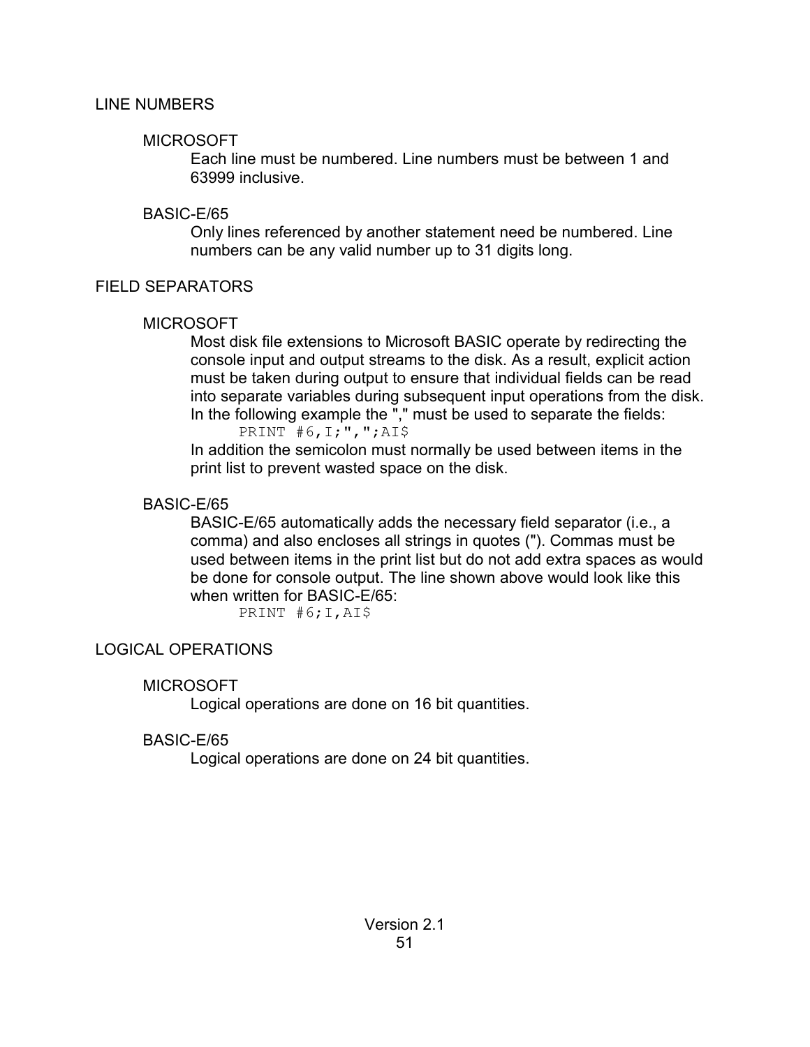## LINE NUMBERS

### MICROSOFT

Each line must be numbered. Line numbers must be between 1 and 63999 inclusive.

### BASIC-E/65

Only lines referenced by another statement need be numbered. Line numbers can be any valid number up to 31 digits long.

## FIELD SEPARATORS

### MICROSOFT

Most disk file extensions to Microsoft BASIC operate by redirecting the console input and output streams to the disk. As a result, explicit action must be taken during output to ensure that individual fields can be read into separate variables during subsequent input operations from the disk. In the following example the "," must be used to separate the fields:

```
PRINT #6,I;",";AI$
```

In addition the semicolon must normally be used between items in the print list to prevent wasted space on the disk.

### BASIC-E/65

BASIC-E/65 automatically adds the necessary field separator (i.e., a comma) and also encloses all strings in quotes ("). Commas must be used between items in the print list but do not add extra spaces as would be done for console output. The line shown above would look like this when written for BASIC-E/65:

```
PRINT #6;I,AI$
```

## LOGICAL OPERATIONS

### MICROSOFT

Logical operations are done on 16 bit quantities.

### BASIC-E/65

Logical operations are done on 24 bit quantities.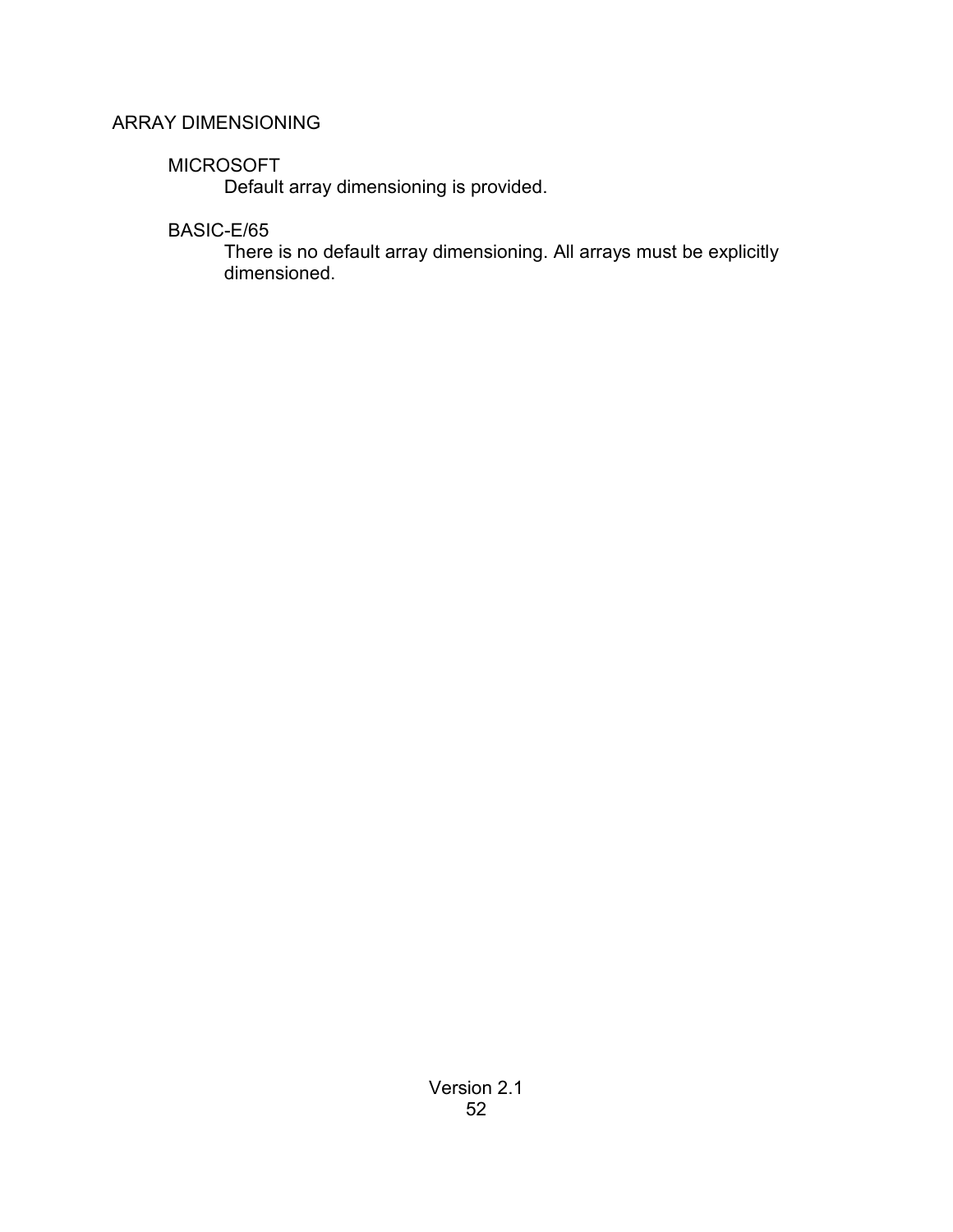## ARRAY DIMENSIONING

### MICROSOFT

Default array dimensioning is provided.

### BASIC-E/65

There is no default array dimensioning. All arrays must be explicitly dimensioned.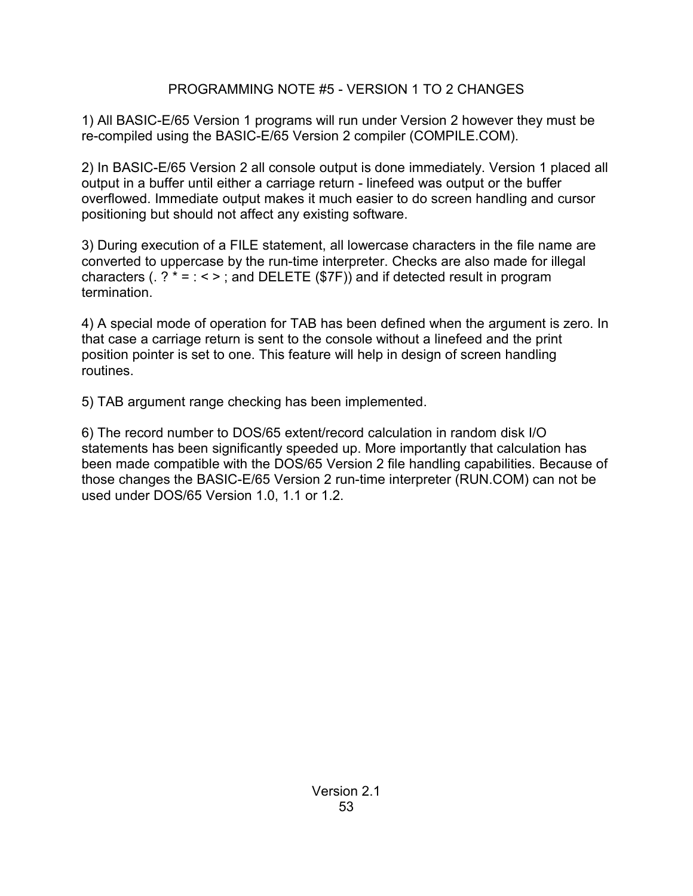## PROGRAMMING NOTE #5 - VERSION 1 TO 2 CHANGES

1) All BASIC-E/65 Version 1 programs will run under Version 2 however they must be re-compiled using the BASIC-E/65 Version 2 compiler (COMPILE.COM).

2) In BASIC-E/65 Version 2 all console output is done immediately. Version 1 placed all output in a buffer until either a carriage return - linefeed was output or the buffer overflowed. Immediate output makes it much easier to do screen handling and cursor positioning but should not affect any existing software.

3) During execution of a FILE statement, all lowercase characters in the file name are converted to uppercase by the run-time interpreter. Checks are also made for illegal characters (. ? * = : < > ; and DELETE ($7F)) and if detected result in program termination.

4) A special mode of operation for TAB has been defined when the argument is zero. In that case a carriage return is sent to the console without a linefeed and the print position pointer is set to one. This feature will help in design of screen handling routines.

5) TAB argument range checking has been implemented.

6) The record number to DOS/65 extent/record calculation in random disk I/O statements has been significantly speeded up. More importantly that calculation has been made compatible with the DOS/65 Version 2 file handling capabilities. Because of those changes the BASIC-E/65 Version 2 run-time interpreter (RUN.COM) can not be used under DOS/65 Version 1.0, 1.1 or 1.2.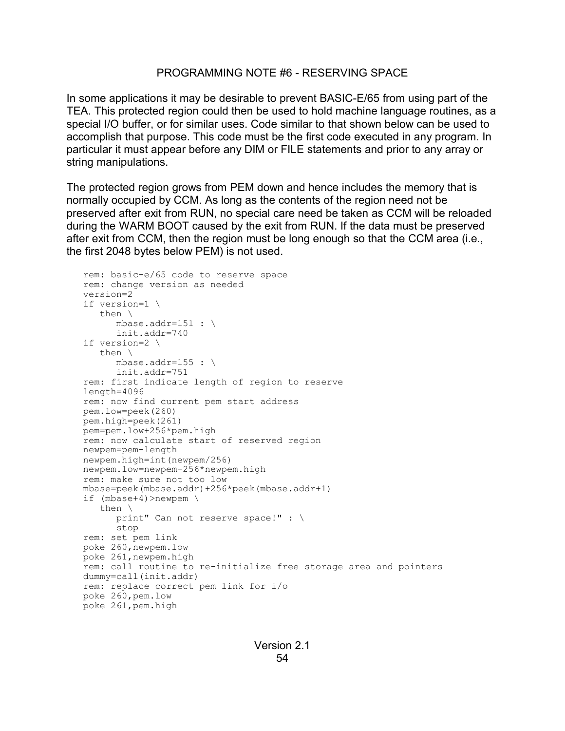## PROGRAMMING NOTE #6 - RESERVING SPACE

In some applications it may be desirable to prevent BASIC-E/65 from using part of the TEA. This protected region could then be used to hold machine language routines, as a special I/O buffer, or for similar uses. Code similar to that shown below can be used to accomplish that purpose. This code must be the first code executed in any program. In particular it must appear before any DIM or FILE statements and prior to any array or string manipulations.

The protected region grows from PEM down and hence includes the memory that is normally occupied by CCM. As long as the contents of the region need not be preserved after exit from RUN, no special care need be taken as CCM will be reloaded during the WARM BOOT caused by the exit from RUN. If the data must be preserved after exit from CCM, then the region must be long enough so that the CCM area (i.e., the first 2048 bytes below PEM) is not used.

```
rem: basic-e/65 code to reserve space
rem: change version as needed
version=2
if version=1 \
   then \
      mbase.addr=151 : \
      init.addr=740
if version=2 \
   then \
      mbase.addr=155 : \
      init.addr=751
rem: first indicate length of region to reserve
length=4096
rem: now find current pem start address
pem.low=peek(260)
pem.high=peek(261)
pem=pem.low+256*pem.high
rem: now calculate start of reserved region
newpem=pem-length
newpem.high=int(newpem/256)
newpem.low=newpem-256*newpem.high
rem: make sure not too low
mbase=peek(mbase.addr)+256*peek(mbase.addr+1)
if (mbase+4)>newpem \
   then \
      print" Can not reserve space!" : \
      stop
rem: set pem link
poke 260,newpem.low
poke 261,newpem.high
rem: call routine to re-initialize free storage area and pointers
dummy=call(init.addr)
rem: replace correct pem link for i/o
poke 260,pem.low
poke 261,pem.high
```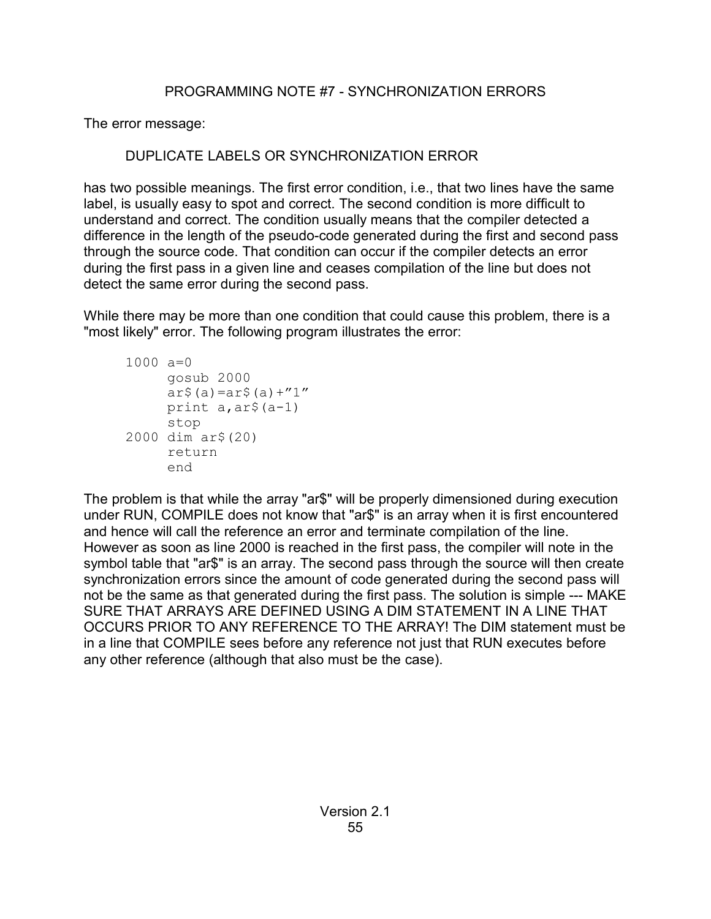## PROGRAMMING NOTE #7 - SYNCHRONIZATION ERRORS

The error message:

DUPLICATE LABELS OR SYNCHRONIZATION ERROR

has two possible meanings. The first error condition, i.e., that two lines have the same label, is usually easy to spot and correct. The second condition is more difficult to understand and correct. The condition usually means that the compiler detected a difference in the length of the pseudo-code generated during the first and second pass through the source code. That condition can occur if the compiler detects an error during the first pass in a given line and ceases compilation of the line but does not detect the same error during the second pass.

While there may be more than one condition that could cause this problem, there is a "most likely" error. The following program illustrates the error:

```
1000 a=0
     gosub 2000
     ar$(a)=ar$(a)+”1”
     print a,ar$(a-1)
     stop
2000 dim ar$(20)
     return
     end
```

The problem is that while the array "ar$" will be properly dimensioned during execution under RUN, COMPILE does not know that "ar$" is an array when it is first encountered and hence will call the reference an error and terminate compilation of the line. However as soon as line 2000 is reached in the first pass, the compiler will note in the symbol table that "ar$" is an array. The second pass through the source will then create synchronization errors since the amount of code generated during the second pass will not be the same as that generated during the first pass. The solution is simple --- MAKE SURE THAT ARRAYS ARE DEFINED USING A DIM STATEMENT IN A LINE THAT OCCURS PRIOR TO ANY REFERENCE TO THE ARRAY! The DIM statement must be in a line that COMPILE sees before any reference not just that RUN executes before any other reference (although that also must be the case).